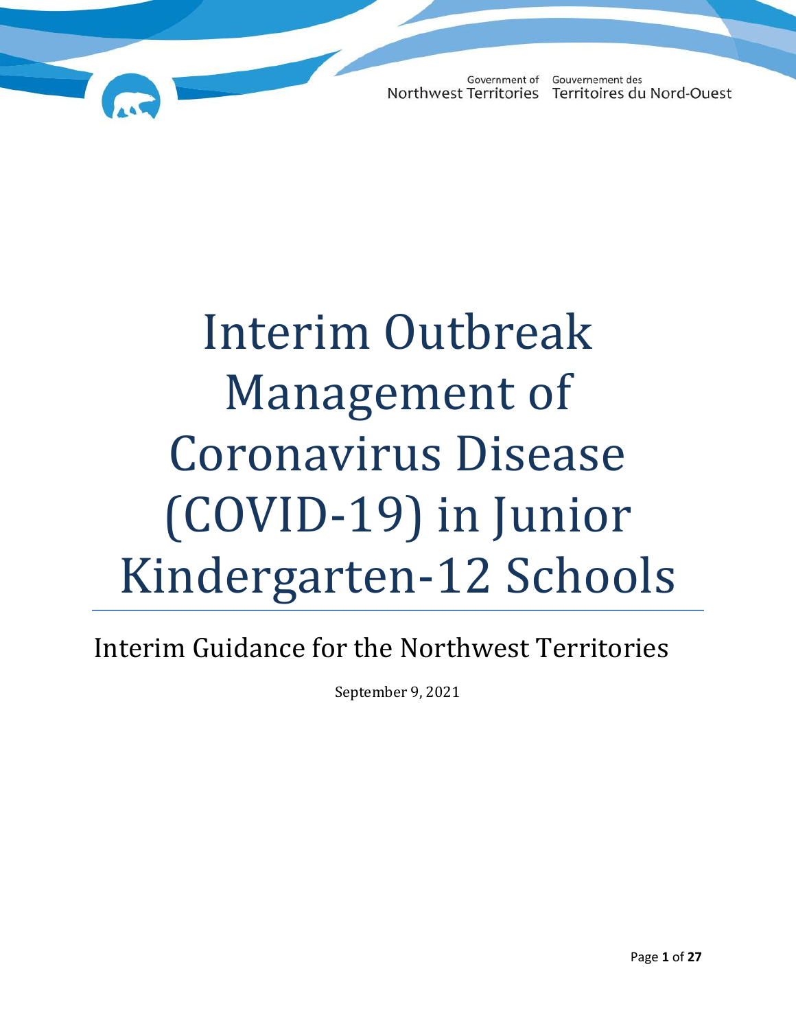Government of Northwest Territories Gouvernement des Territoires du Nord-Ouest

# Interim Outbreak Management of Coronavirus Disease (COVID-19) in Junior Kindergarten-12 Schools

## Interim Guidance for the Northwest Territories

September 9, 2021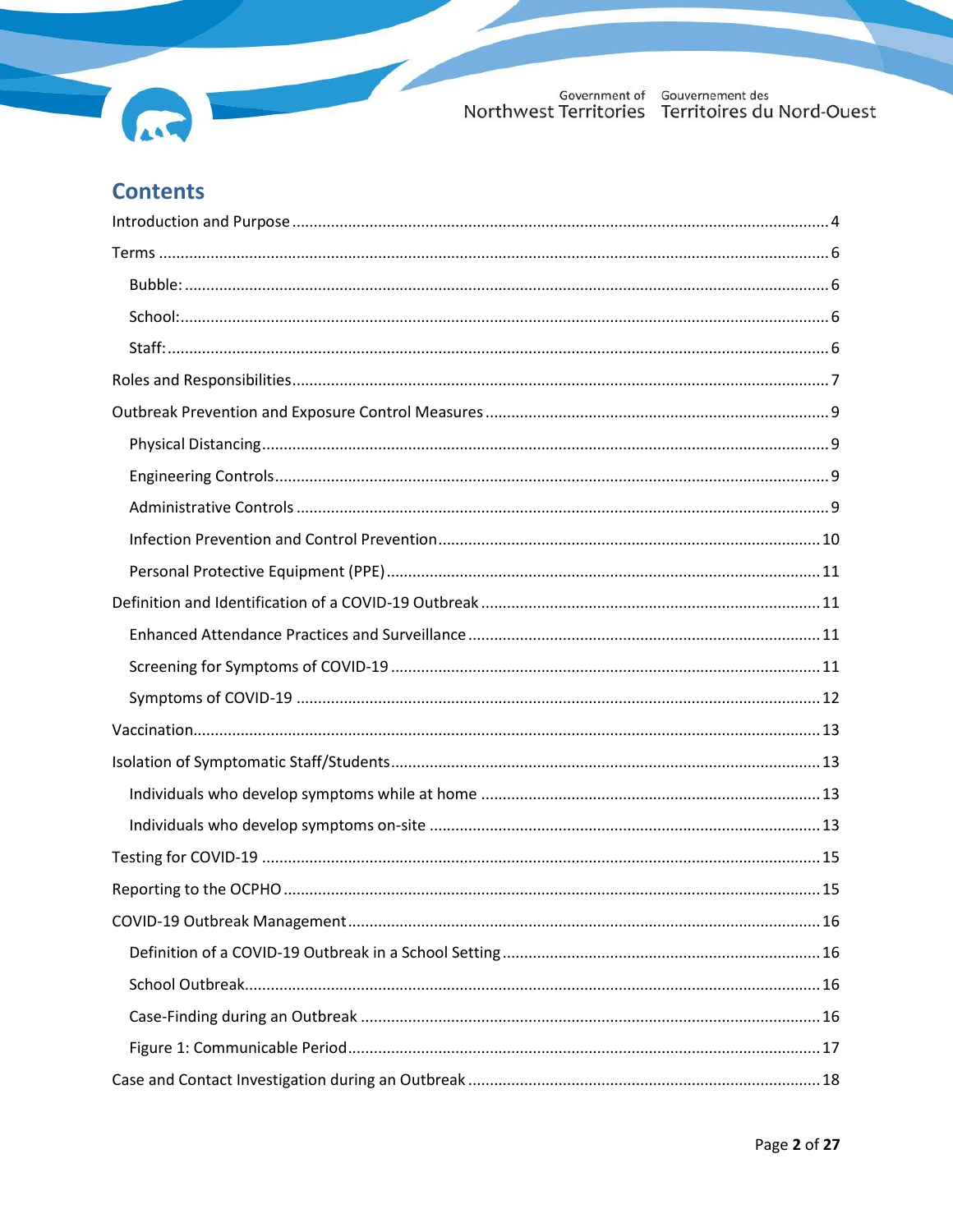## Contents

Introduction and Purpose ........................................................................................................... 4

Terms ........................................................................................................................................... 6

- Bubble: ..................................................................................................................................... 6
- School: ...................................................................................................................................... 6
- Staff: ......................................................................................................................................... 6

Roles and Responsibilities ........................................................................................................... 7

Outbreak Prevention and Exposure Control Measures ............................................................... 9

- Physical Distancing ................................................................................................................... 9
- Engineering Controls ................................................................................................................ 9
- Administrative Controls ............................................................................................................ 9
- Infection Prevention and Control Prevention ........................................................................ 10
- Personal Protective Equipment (PPE) .................................................................................... 11

Definition and Identification of a COVID-19 Outbreak .............................................................. 11

- Enhanced Attendance Practices and Surveillance ................................................................. 11
- Screening for Symptoms of COVID-19 .................................................................................... 11
- Symptoms of COVID-19 .......................................................................................................... 12

Vaccination ................................................................................................................................. 13

Isolation of Symptomatic Staff/Students ................................................................................... 13

- Individuals who develop symptoms while at home .............................................................. 13
- Individuals who develop symptoms on-site .......................................................................... 13

Testing for COVID-19 ................................................................................................................. 15

Reporting to the OCPHO ............................................................................................................ 15

COVID-19 Outbreak Management ............................................................................................. 16

- Definition of a COVID-19 Outbreak in a School Setting .......................................................... 16
- School Outbreak ..................................................................................................................... 16
- Case-Finding during an Outbreak ........................................................................................... 16
- Figure 1: Communicable Period ............................................................................................. 17

Case and Contact Investigation during an Outbreak ................................................................. 18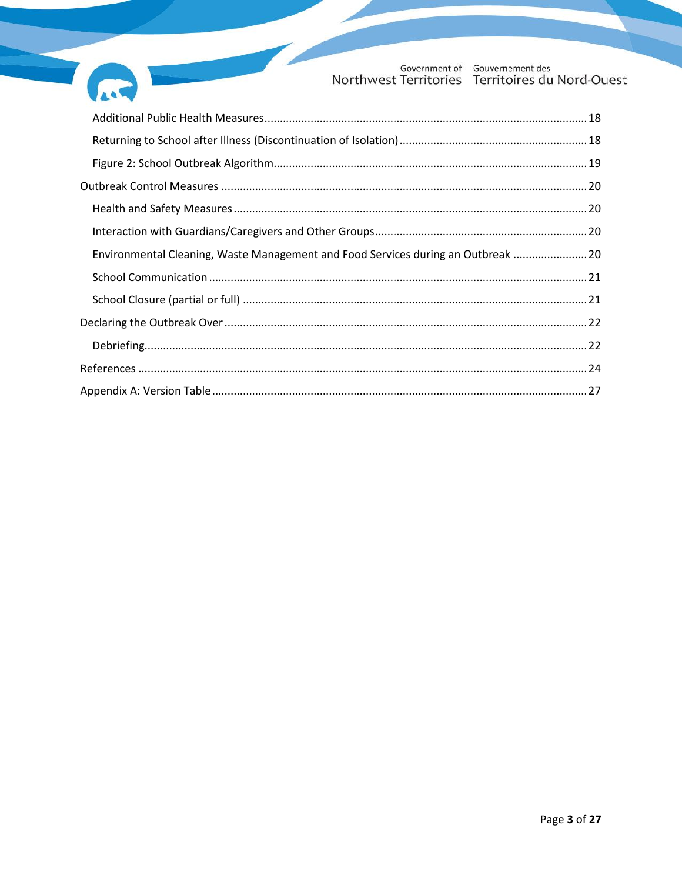- Additional Public Health Measures........................................................................................................ 18
- Returning to School after Illness (Discontinuation of Isolation)............................................................ 18
- Figure 2: School Outbreak Algorithm..................................................................................................... 19

Outbreak Control Measures ...................................................................................................................... 20

- Health and Safety Measures.................................................................................................................. 20
- Interaction with Guardians/Caregivers and Other Groups.................................................................... 20
- Environmental Cleaning, Waste Management and Food Services during an Outbreak ........................ 20
- School Communication.......................................................................................................................... 21
- School Closure (partial or full) ............................................................................................................... 21

Declaring the Outbreak Over..................................................................................................................... 22

- Debriefing............................................................................................................................................... 22

References ................................................................................................................................................. 24

Appendix A: Version Table......................................................................................................................... 27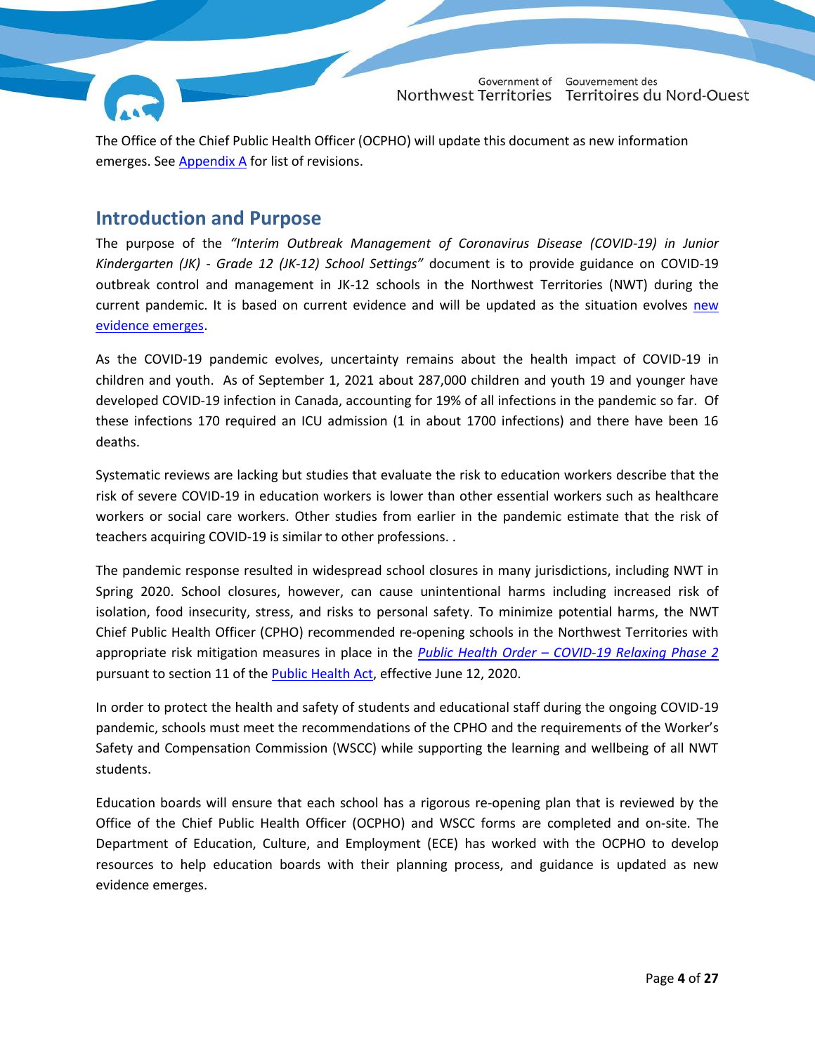The Office of the Chief Public Health Officer (OCPHO) will update this document as new information emerges. See Appendix A for list of revisions.

## Introduction and Purpose

The purpose of the *"Interim Outbreak Management of Coronavirus Disease (COVID-19) in Junior Kindergarten (JK) - Grade 12 (JK-12) School Settings"* document is to provide guidance on COVID-19 outbreak control and management in JK-12 schools in the Northwest Territories (NWT) during the current pandemic. It is based on current evidence and will be updated as the situation evolves new evidence emerges.

As the COVID-19 pandemic evolves, uncertainty remains about the health impact of COVID-19 in children and youth. As of September 1, 2021 about 287,000 children and youth 19 and younger have developed COVID-19 infection in Canada, accounting for 19% of all infections in the pandemic so far. Of these infections 170 required an ICU admission (1 in about 1700 infections) and there have been 16 deaths.

Systematic reviews are lacking but studies that evaluate the risk to education workers describe that the risk of severe COVID-19 in education workers is lower than other essential workers such as healthcare workers or social care workers. Other studies from earlier in the pandemic estimate that the risk of teachers acquiring COVID-19 is similar to other professions. .

The pandemic response resulted in widespread school closures in many jurisdictions, including NWT in Spring 2020. School closures, however, can cause unintentional harms including increased risk of isolation, food insecurity, stress, and risks to personal safety. To minimize potential harms, the NWT Chief Public Health Officer (CPHO) recommended re-opening schools in the Northwest Territories with appropriate risk mitigation measures in place in the *Public Health Order – COVID-19 Relaxing Phase 2* pursuant to section 11 of the Public Health Act, effective June 12, 2020.

In order to protect the health and safety of students and educational staff during the ongoing COVID-19 pandemic, schools must meet the recommendations of the CPHO and the requirements of the Worker's Safety and Compensation Commission (WSCC) while supporting the learning and wellbeing of all NWT students.

Education boards will ensure that each school has a rigorous re-opening plan that is reviewed by the Office of the Chief Public Health Officer (OCPHO) and WSCC forms are completed and on-site. The Department of Education, Culture, and Employment (ECE) has worked with the OCPHO to develop resources to help education boards with their planning process, and guidance is updated as new evidence emerges.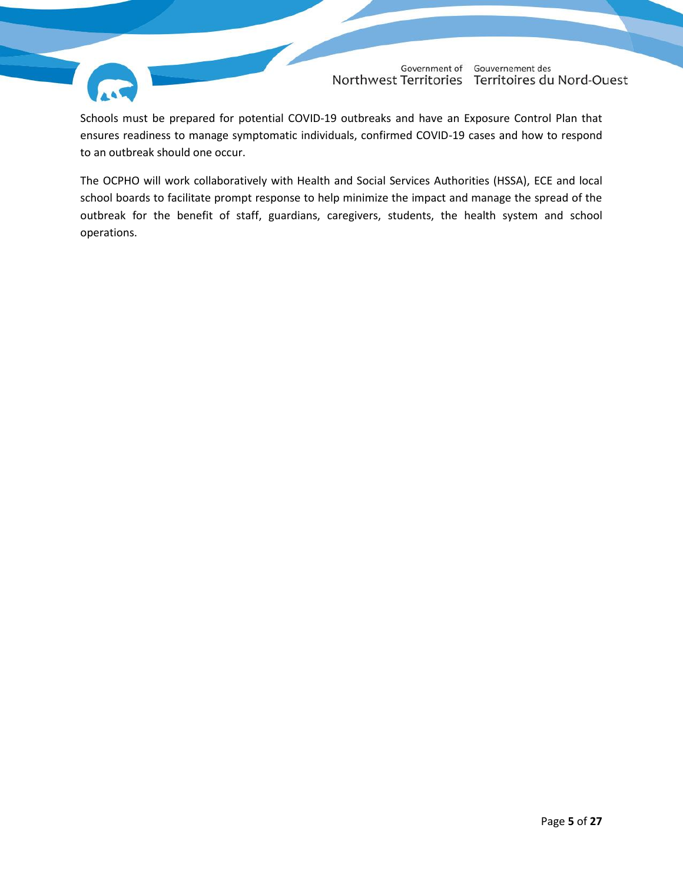Schools must be prepared for potential COVID-19 outbreaks and have an Exposure Control Plan that ensures readiness to manage symptomatic individuals, confirmed COVID-19 cases and how to respond to an outbreak should one occur.

The OCPHO will work collaboratively with Health and Social Services Authorities (HSSA), ECE and local school boards to facilitate prompt response to help minimize the impact and manage the spread of the outbreak for the benefit of staff, guardians, caregivers, students, the health system and school operations.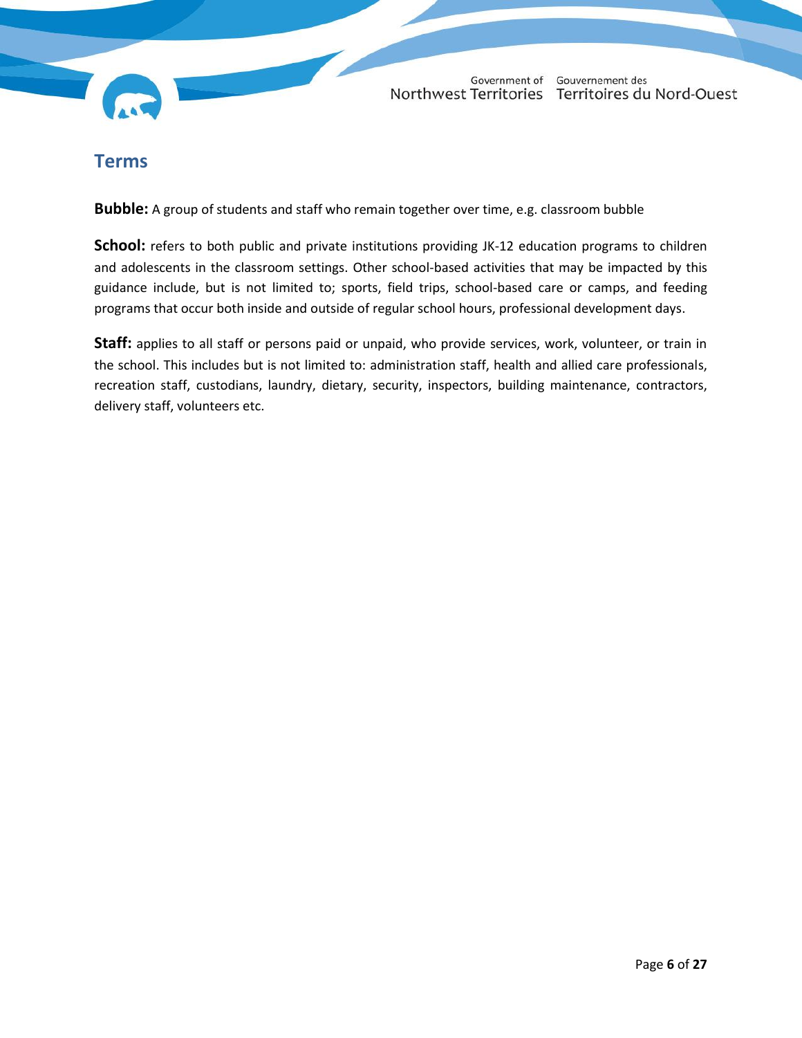## Terms

**Bubble:** A group of students and staff who remain together over time, e.g. classroom bubble

**School:** refers to both public and private institutions providing JK-12 education programs to children and adolescents in the classroom settings. Other school-based activities that may be impacted by this guidance include, but is not limited to; sports, field trips, school-based care or camps, and feeding programs that occur both inside and outside of regular school hours, professional development days.

**Staff:** applies to all staff or persons paid or unpaid, who provide services, work, volunteer, or train in the school. This includes but is not limited to: administration staff, health and allied care professionals, recreation staff, custodians, laundry, dietary, security, inspectors, building maintenance, contractors, delivery staff, volunteers etc.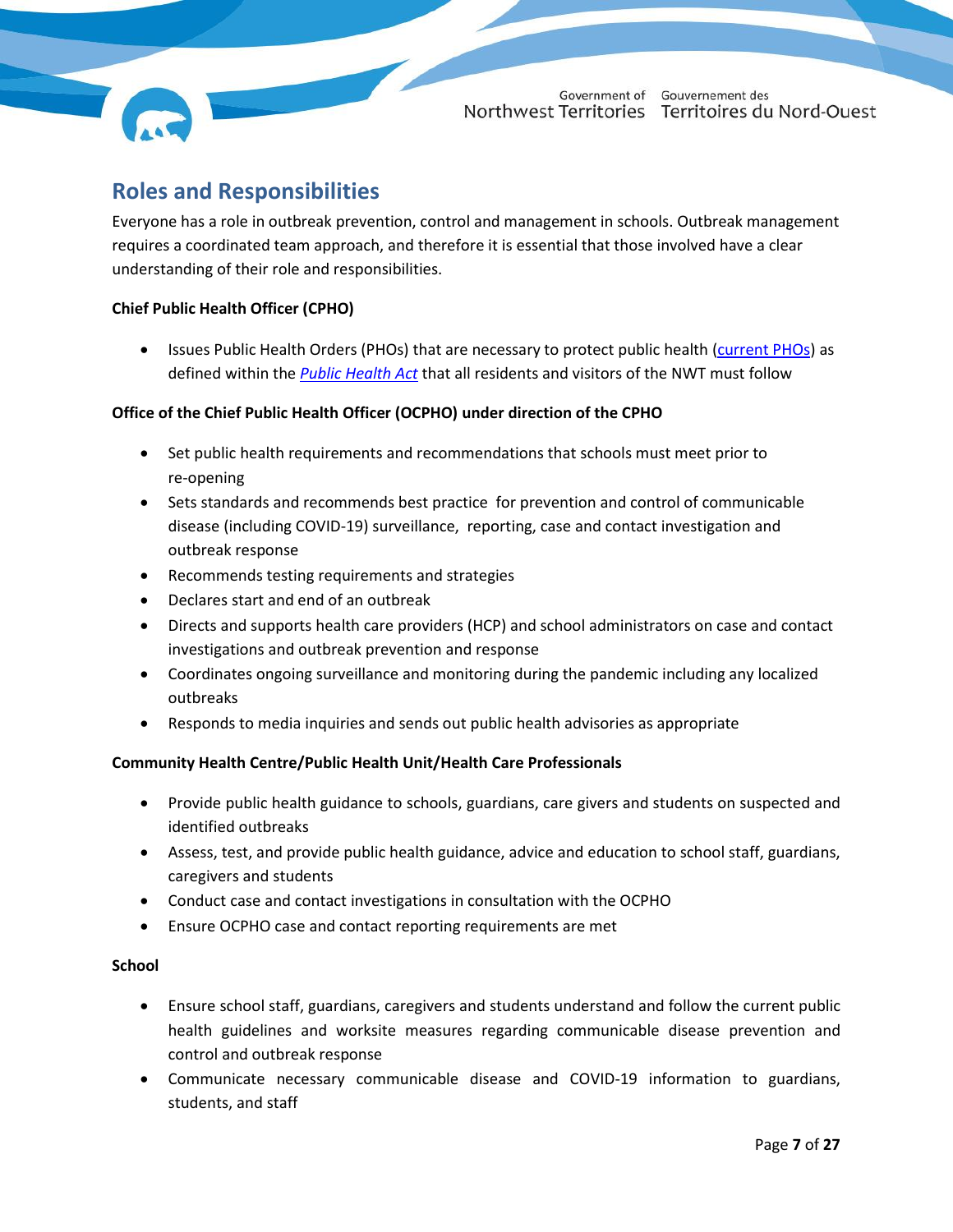## Roles and Responsibilities

Everyone has a role in outbreak prevention, control and management in schools. Outbreak management requires a coordinated team approach, and therefore it is essential that those involved have a clear understanding of their role and responsibilities.

**Chief Public Health Officer (CPHO)**

- Issues Public Health Orders (PHOs) that are necessary to protect public health (current PHOs) as defined within the *Public Health Act* that all residents and visitors of the NWT must follow

**Office of the Chief Public Health Officer (OCPHO) under direction of the CPHO**

- Set public health requirements and recommendations that schools must meet prior to re-opening
- Sets standards and recommends best practice for prevention and control of communicable disease (including COVID-19) surveillance, reporting, case and contact investigation and outbreak response
- Recommends testing requirements and strategies
- Declares start and end of an outbreak
- Directs and supports health care providers (HCP) and school administrators on case and contact investigations and outbreak prevention and response
- Coordinates ongoing surveillance and monitoring during the pandemic including any localized outbreaks
- Responds to media inquiries and sends out public health advisories as appropriate

**Community Health Centre/Public Health Unit/Health Care Professionals**

- Provide public health guidance to schools, guardians, care givers and students on suspected and identified outbreaks
- Assess, test, and provide public health guidance, advice and education to school staff, guardians, caregivers and students
- Conduct case and contact investigations in consultation with the OCPHO
- Ensure OCPHO case and contact reporting requirements are met

**School**

- Ensure school staff, guardians, caregivers and students understand and follow the current public health guidelines and worksite measures regarding communicable disease prevention and control and outbreak response
- Communicate necessary communicable disease and COVID-19 information to guardians, students, and staff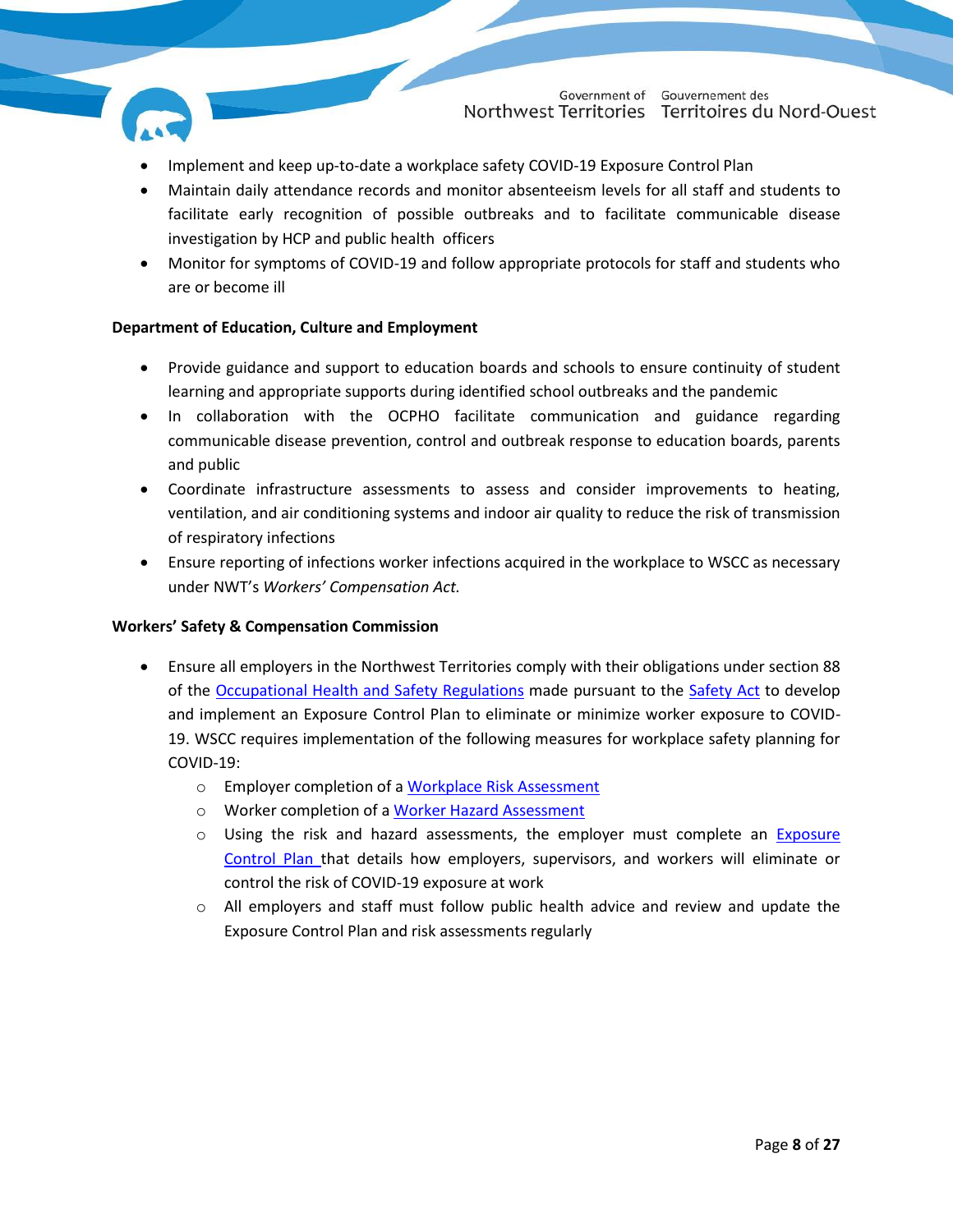- Implement and keep up-to-date a workplace safety COVID-19 Exposure Control Plan
- Maintain daily attendance records and monitor absenteeism levels for all staff and students to facilitate early recognition of possible outbreaks and to facilitate communicable disease investigation by HCP and public health officers
- Monitor for symptoms of COVID-19 and follow appropriate protocols for staff and students who are or become ill

**Department of Education, Culture and Employment**

- Provide guidance and support to education boards and schools to ensure continuity of student learning and appropriate supports during identified school outbreaks and the pandemic
- In collaboration with the OCPHO facilitate communication and guidance regarding communicable disease prevention, control and outbreak response to education boards, parents and public
- Coordinate infrastructure assessments to assess and consider improvements to heating, ventilation, and air conditioning systems and indoor air quality to reduce the risk of transmission of respiratory infections
- Ensure reporting of infections worker infections acquired in the workplace to WSCC as necessary under NWT's *Workers' Compensation Act.*

**Workers' Safety & Compensation Commission**

- Ensure all employers in the Northwest Territories comply with their obligations under section 88 of the Occupational Health and Safety Regulations made pursuant to the Safety Act to develop and implement an Exposure Control Plan to eliminate or minimize worker exposure to COVID-19. WSCC requires implementation of the following measures for workplace safety planning for COVID-19:
  - Employer completion of a Workplace Risk Assessment
  - Worker completion of a Worker Hazard Assessment
  - Using the risk and hazard assessments, the employer must complete an Exposure Control Plan that details how employers, supervisors, and workers will eliminate or control the risk of COVID-19 exposure at work
  - All employers and staff must follow public health advice and review and update the Exposure Control Plan and risk assessments regularly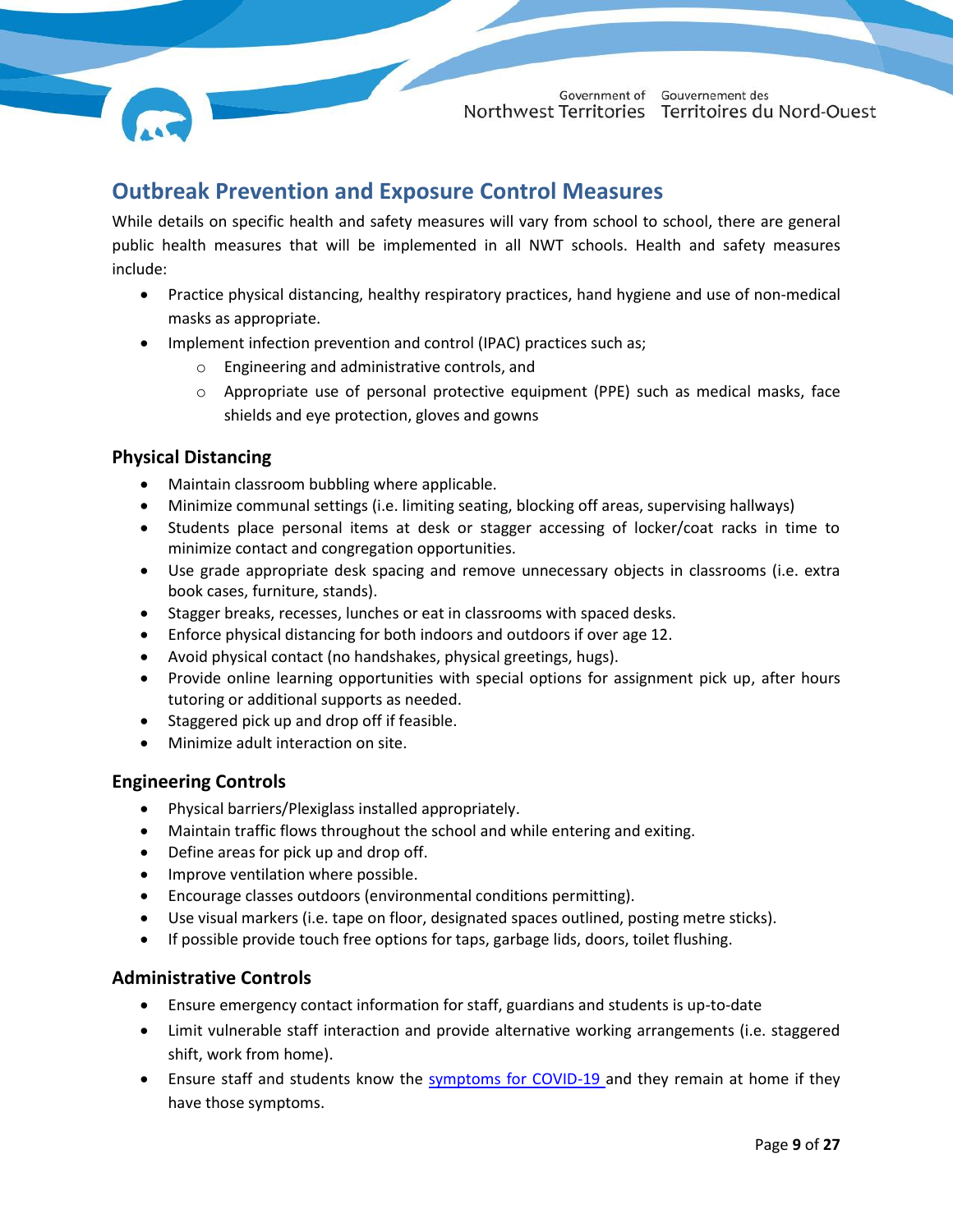## Outbreak Prevention and Exposure Control Measures

While details on specific health and safety measures will vary from school to school, there are general public health measures that will be implemented in all NWT schools. Health and safety measures include:

- Practice physical distancing, healthy respiratory practices, hand hygiene and use of non-medical masks as appropriate.
- Implement infection prevention and control (IPAC) practices such as;
  - Engineering and administrative controls, and
  - Appropriate use of personal protective equipment (PPE) such as medical masks, face shields and eye protection, gloves and gowns

### Physical Distancing

- Maintain classroom bubbling where applicable.
- Minimize communal settings (i.e. limiting seating, blocking off areas, supervising hallways)
- Students place personal items at desk or stagger accessing of locker/coat racks in time to minimize contact and congregation opportunities.
- Use grade appropriate desk spacing and remove unnecessary objects in classrooms (i.e. extra book cases, furniture, stands).
- Stagger breaks, recesses, lunches or eat in classrooms with spaced desks.
- Enforce physical distancing for both indoors and outdoors if over age 12.
- Avoid physical contact (no handshakes, physical greetings, hugs).
- Provide online learning opportunities with special options for assignment pick up, after hours tutoring or additional supports as needed.
- Staggered pick up and drop off if feasible.
- Minimize adult interaction on site.

### Engineering Controls

- Physical barriers/Plexiglass installed appropriately.
- Maintain traffic flows throughout the school and while entering and exiting.
- Define areas for pick up and drop off.
- Improve ventilation where possible.
- Encourage classes outdoors (environmental conditions permitting).
- Use visual markers (i.e. tape on floor, designated spaces outlined, posting metre sticks).
- If possible provide touch free options for taps, garbage lids, doors, toilet flushing.

### Administrative Controls

- Ensure emergency contact information for staff, guardians and students is up-to-date
- Limit vulnerable staff interaction and provide alternative working arrangements (i.e. staggered shift, work from home).
- Ensure staff and students know the symptoms for COVID-19 and they remain at home if they have those symptoms.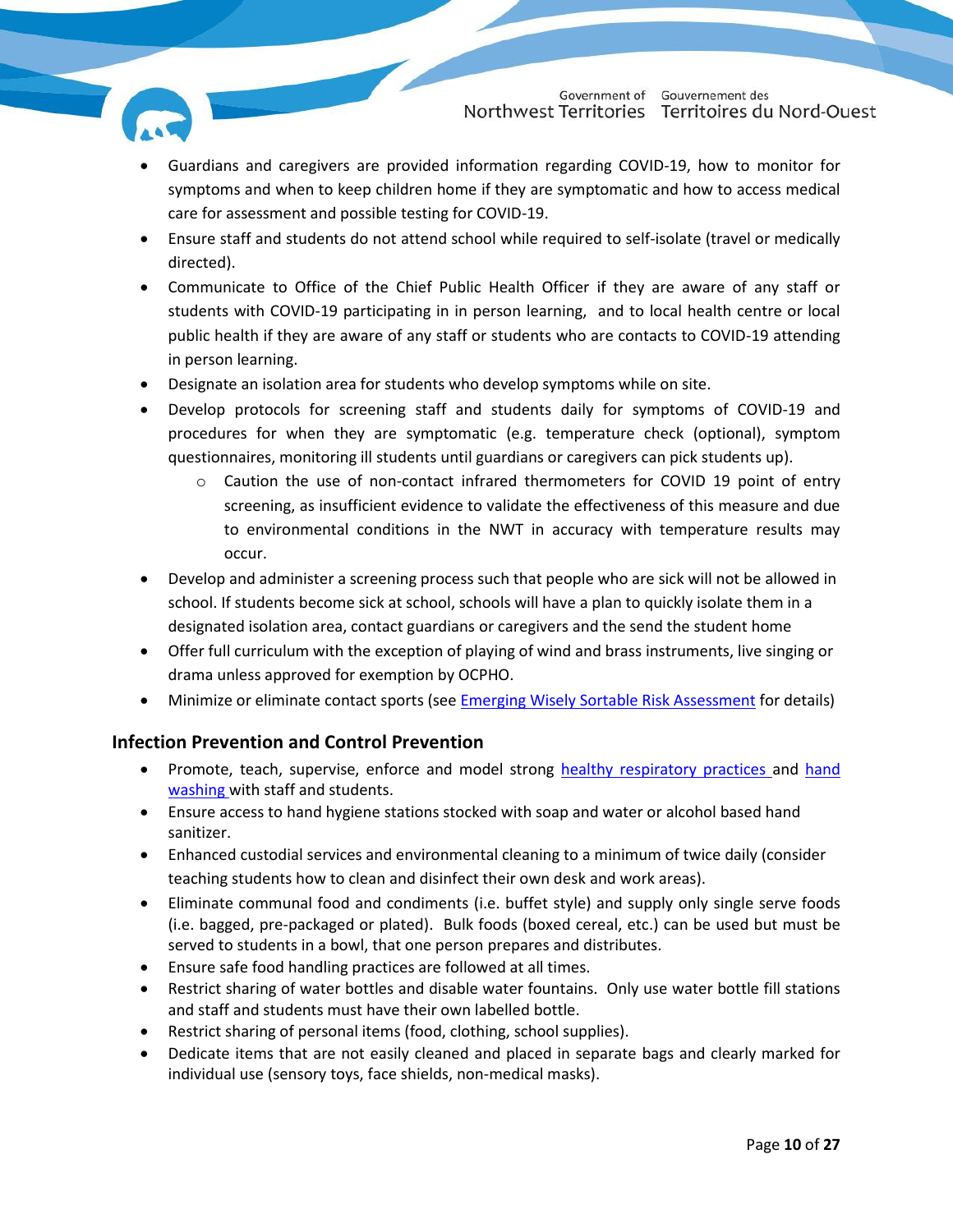- Guardians and caregivers are provided information regarding COVID-19, how to monitor for symptoms and when to keep children home if they are symptomatic and how to access medical care for assessment and possible testing for COVID-19.
- Ensure staff and students do not attend school while required to self-isolate (travel or medically directed).
- Communicate to Office of the Chief Public Health Officer if they are aware of any staff or students with COVID-19 participating in in person learning, and to local health centre or local public health if they are aware of any staff or students who are contacts to COVID-19 attending in person learning.
- Designate an isolation area for students who develop symptoms while on site.
- Develop protocols for screening staff and students daily for symptoms of COVID-19 and procedures for when they are symptomatic (e.g. temperature check (optional), symptom questionnaires, monitoring ill students until guardians or caregivers can pick students up).
  - Caution the use of non-contact infrared thermometers for COVID 19 point of entry screening, as insufficient evidence to validate the effectiveness of this measure and due to environmental conditions in the NWT in accuracy with temperature results may occur.
- Develop and administer a screening process such that people who are sick will not be allowed in school. If students become sick at school, schools will have a plan to quickly isolate them in a designated isolation area, contact guardians or caregivers and the send the student home
- Offer full curriculum with the exception of playing of wind and brass instruments, live singing or drama unless approved for exemption by OCPHO.
- Minimize or eliminate contact sports (see Emerging Wisely Sortable Risk Assessment for details)

## Infection Prevention and Control Prevention

- Promote, teach, supervise, enforce and model strong healthy respiratory practices and hand washing with staff and students.
- Ensure access to hand hygiene stations stocked with soap and water or alcohol based hand sanitizer.
- Enhanced custodial services and environmental cleaning to a minimum of twice daily (consider teaching students how to clean and disinfect their own desk and work areas).
- Eliminate communal food and condiments (i.e. buffet style) and supply only single serve foods (i.e. bagged, pre-packaged or plated). Bulk foods (boxed cereal, etc.) can be used but must be served to students in a bowl, that one person prepares and distributes.
- Ensure safe food handling practices are followed at all times.
- Restrict sharing of water bottles and disable water fountains. Only use water bottle fill stations and staff and students must have their own labelled bottle.
- Restrict sharing of personal items (food, clothing, school supplies).
- Dedicate items that are not easily cleaned and placed in separate bags and clearly marked for individual use (sensory toys, face shields, non-medical masks).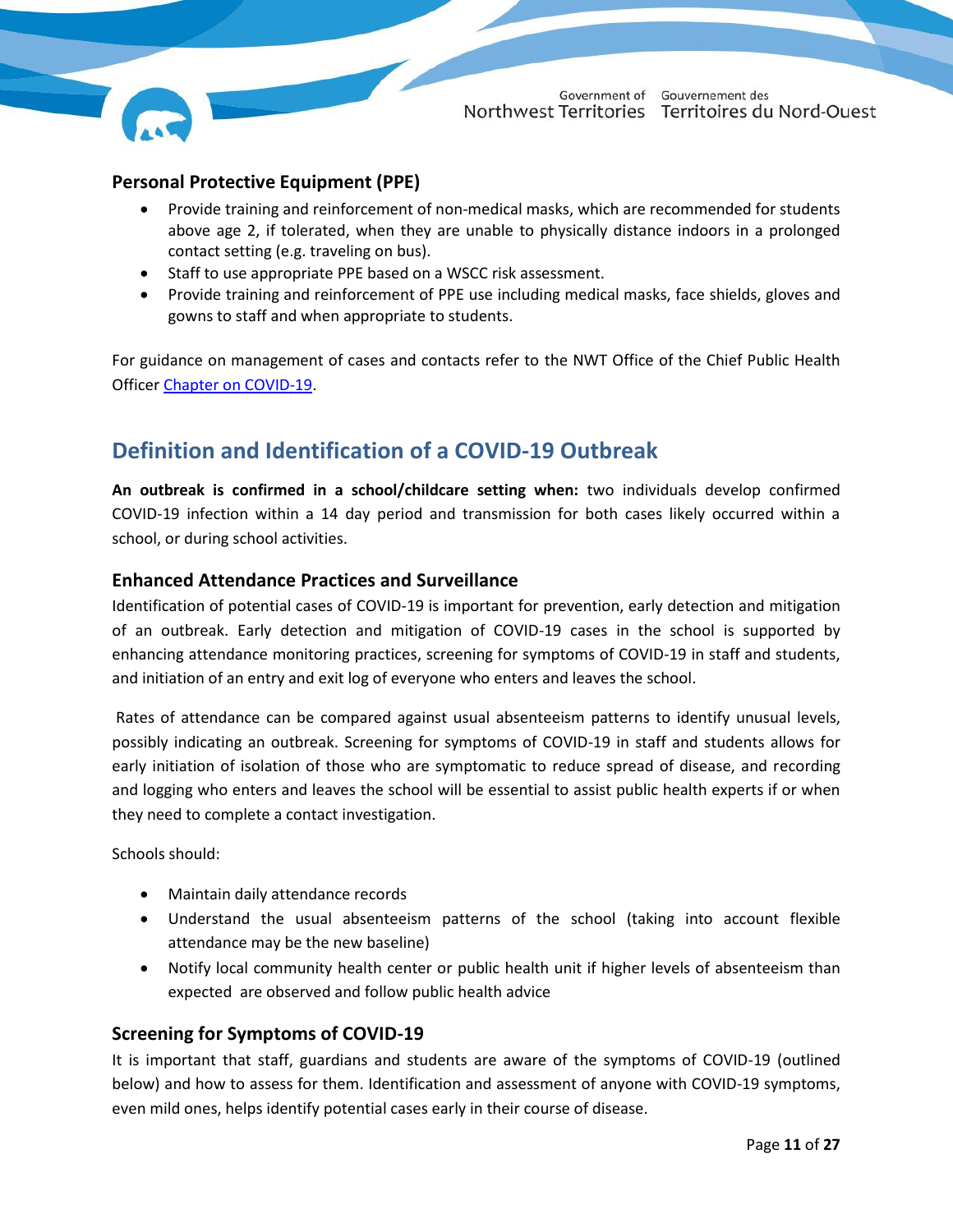### Personal Protective Equipment (PPE)

- Provide training and reinforcement of non-medical masks, which are recommended for students above age 2, if tolerated, when they are unable to physically distance indoors in a prolonged contact setting (e.g. traveling on bus).
- Staff to use appropriate PPE based on a WSCC risk assessment.
- Provide training and reinforcement of PPE use including medical masks, face shields, gloves and gowns to staff and when appropriate to students.

For guidance on management of cases and contacts refer to the NWT Office of the Chief Public Health Officer Chapter on COVID-19.

## Definition and Identification of a COVID-19 Outbreak

**An outbreak is confirmed in a school/childcare setting when:** two individuals develop confirmed COVID-19 infection within a 14 day period and transmission for both cases likely occurred within a school, or during school activities.

### Enhanced Attendance Practices and Surveillance

Identification of potential cases of COVID-19 is important for prevention, early detection and mitigation of an outbreak. Early detection and mitigation of COVID-19 cases in the school is supported by enhancing attendance monitoring practices, screening for symptoms of COVID-19 in staff and students, and initiation of an entry and exit log of everyone who enters and leaves the school.

Rates of attendance can be compared against usual absenteeism patterns to identify unusual levels, possibly indicating an outbreak. Screening for symptoms of COVID-19 in staff and students allows for early initiation of isolation of those who are symptomatic to reduce spread of disease, and recording and logging who enters and leaves the school will be essential to assist public health experts if or when they need to complete a contact investigation.

Schools should:

- Maintain daily attendance records
- Understand the usual absenteeism patterns of the school (taking into account flexible attendance may be the new baseline)
- Notify local community health center or public health unit if higher levels of absenteeism than expected are observed and follow public health advice

### Screening for Symptoms of COVID-19

It is important that staff, guardians and students are aware of the symptoms of COVID-19 (outlined below) and how to assess for them. Identification and assessment of anyone with COVID-19 symptoms, even mild ones, helps identify potential cases early in their course of disease.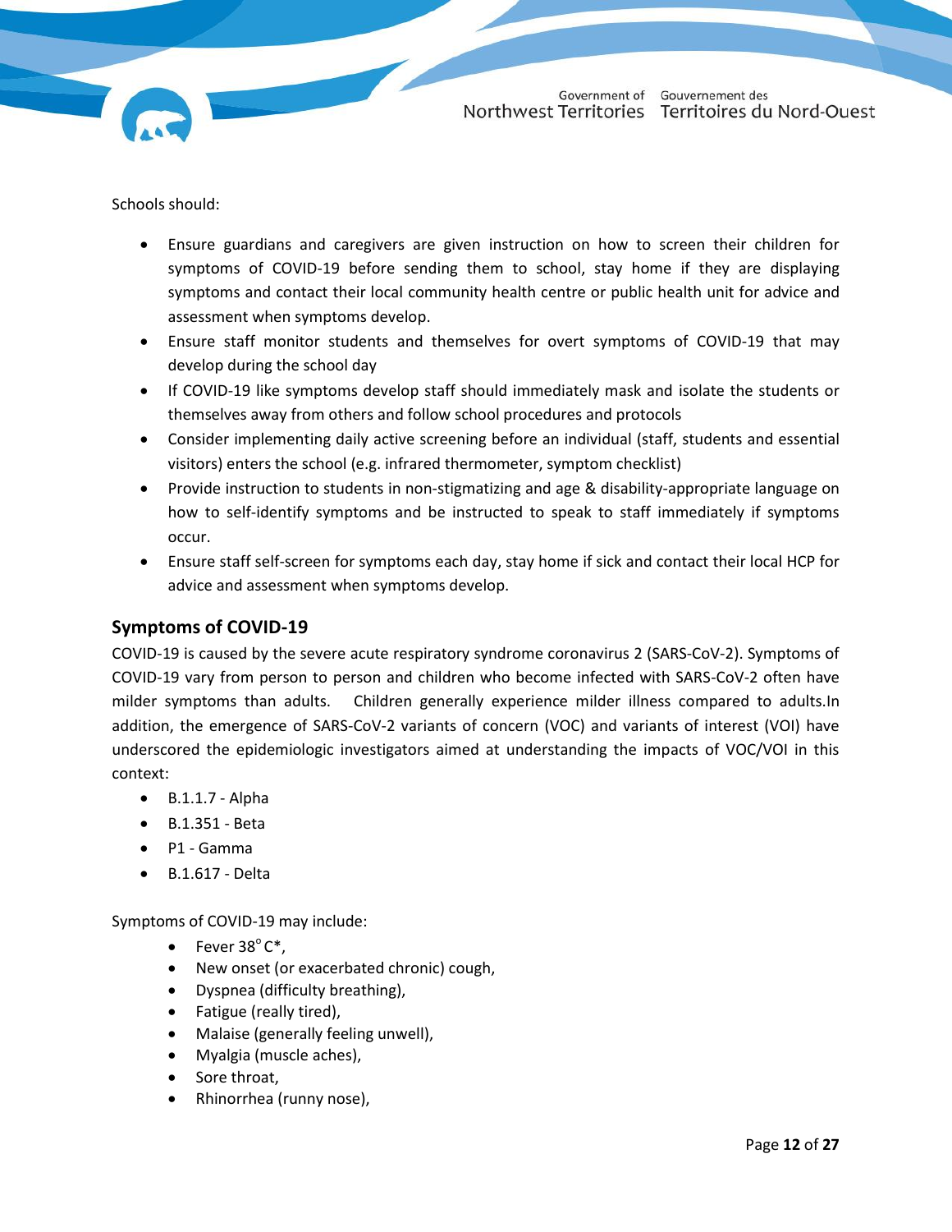Schools should:

- Ensure guardians and caregivers are given instruction on how to screen their children for symptoms of COVID-19 before sending them to school, stay home if they are displaying symptoms and contact their local community health centre or public health unit for advice and assessment when symptoms develop.
- Ensure staff monitor students and themselves for overt symptoms of COVID-19 that may develop during the school day
- If COVID-19 like symptoms develop staff should immediately mask and isolate the students or themselves away from others and follow school procedures and protocols
- Consider implementing daily active screening before an individual (staff, students and essential visitors) enters the school (e.g. infrared thermometer, symptom checklist)
- Provide instruction to students in non-stigmatizing and age & disability-appropriate language on how to self-identify symptoms and be instructed to speak to staff immediately if symptoms occur.
- Ensure staff self-screen for symptoms each day, stay home if sick and contact their local HCP for advice and assessment when symptoms develop.

## Symptoms of COVID-19

COVID-19 is caused by the severe acute respiratory syndrome coronavirus 2 (SARS-CoV-2). Symptoms of COVID-19 vary from person to person and children who become infected with SARS-CoV-2 often have milder symptoms than adults. Children generally experience milder illness compared to adults.In addition, the emergence of SARS-CoV-2 variants of concern (VOC) and variants of interest (VOI) have underscored the epidemiologic investigators aimed at understanding the impacts of VOC/VOI in this context:

- B.1.1.7 - Alpha
- B.1.351 - Beta
- P1 - Gamma
- B.1.617 - Delta

Symptoms of COVID-19 may include:

- Fever 38°C*,
- New onset (or exacerbated chronic) cough,
- Dyspnea (difficulty breathing),
- Fatigue (really tired),
- Malaise (generally feeling unwell),
- Myalgia (muscle aches),
- Sore throat,
- Rhinorrhea (runny nose),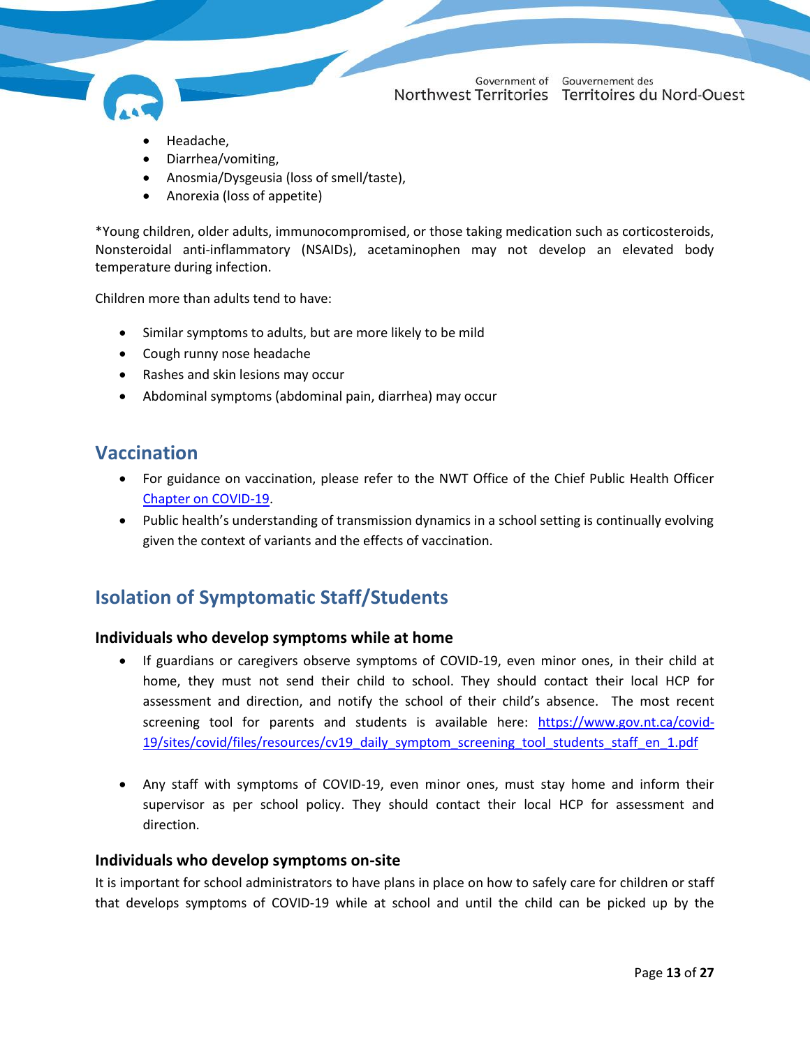- Headache,
- Diarrhea/vomiting,
- Anosmia/Dysgeusia (loss of smell/taste),
- Anorexia (loss of appetite)

*Young children, older adults, immunocompromised, or those taking medication such as corticosteroids, Nonsteroidal anti-inflammatory (NSAIDs), acetaminophen may not develop an elevated body temperature during infection.

Children more than adults tend to have:

- Similar symptoms to adults, but are more likely to be mild
- Cough runny nose headache
- Rashes and skin lesions may occur
- Abdominal symptoms (abdominal pain, diarrhea) may occur

## Vaccination

- For guidance on vaccination, please refer to the NWT Office of the Chief Public Health Officer Chapter on COVID-19.
- Public health's understanding of transmission dynamics in a school setting is continually evolving given the context of variants and the effects of vaccination.

## Isolation of Symptomatic Staff/Students

### Individuals who develop symptoms while at home

- If guardians or caregivers observe symptoms of COVID-19, even minor ones, in their child at home, they must not send their child to school. They should contact their local HCP for assessment and direction, and notify the school of their child's absence. The most recent screening tool for parents and students is available here: https://www.gov.nt.ca/covid-19/sites/covid/files/resources/cv19_daily_symptom_screening_tool_students_staff_en_1.pdf

- Any staff with symptoms of COVID-19, even minor ones, must stay home and inform their supervisor as per school policy. They should contact their local HCP for assessment and direction.

### Individuals who develop symptoms on-site

It is important for school administrators to have plans in place on how to safely care for children or staff that develops symptoms of COVID-19 while at school and until the child can be picked up by the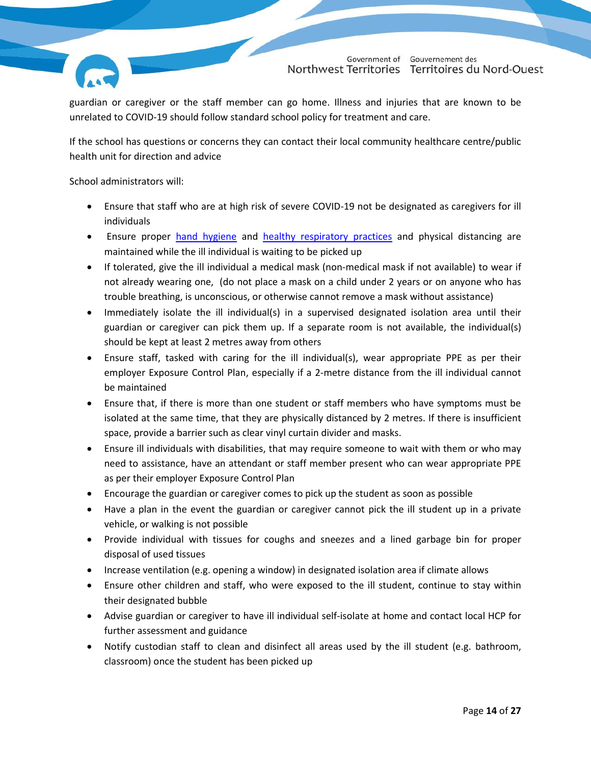guardian or caregiver or the staff member can go home. Illness and injuries that are known to be unrelated to COVID-19 should follow standard school policy for treatment and care.

If the school has questions or concerns they can contact their local community healthcare centre/public health unit for direction and advice

School administrators will:

- Ensure that staff who are at high risk of severe COVID-19 not be designated as caregivers for ill individuals
- Ensure proper hand hygiene and healthy respiratory practices and physical distancing are maintained while the ill individual is waiting to be picked up
- If tolerated, give the ill individual a medical mask (non-medical mask if not available) to wear if not already wearing one, (do not place a mask on a child under 2 years or on anyone who has trouble breathing, is unconscious, or otherwise cannot remove a mask without assistance)
- Immediately isolate the ill individual(s) in a supervised designated isolation area until their guardian or caregiver can pick them up. If a separate room is not available, the individual(s) should be kept at least 2 metres away from others
- Ensure staff, tasked with caring for the ill individual(s), wear appropriate PPE as per their employer Exposure Control Plan, especially if a 2-metre distance from the ill individual cannot be maintained
- Ensure that, if there is more than one student or staff members who have symptoms must be isolated at the same time, that they are physically distanced by 2 metres. If there is insufficient space, provide a barrier such as clear vinyl curtain divider and masks.
- Ensure ill individuals with disabilities, that may require someone to wait with them or who may need to assistance, have an attendant or staff member present who can wear appropriate PPE as per their employer Exposure Control Plan
- Encourage the guardian or caregiver comes to pick up the student as soon as possible
- Have a plan in the event the guardian or caregiver cannot pick the ill student up in a private vehicle, or walking is not possible
- Provide individual with tissues for coughs and sneezes and a lined garbage bin for proper disposal of used tissues
- Increase ventilation (e.g. opening a window) in designated isolation area if climate allows
- Ensure other children and staff, who were exposed to the ill student, continue to stay within their designated bubble
- Advise guardian or caregiver to have ill individual self-isolate at home and contact local HCP for further assessment and guidance
- Notify custodian staff to clean and disinfect all areas used by the ill student (e.g. bathroom, classroom) once the student has been picked up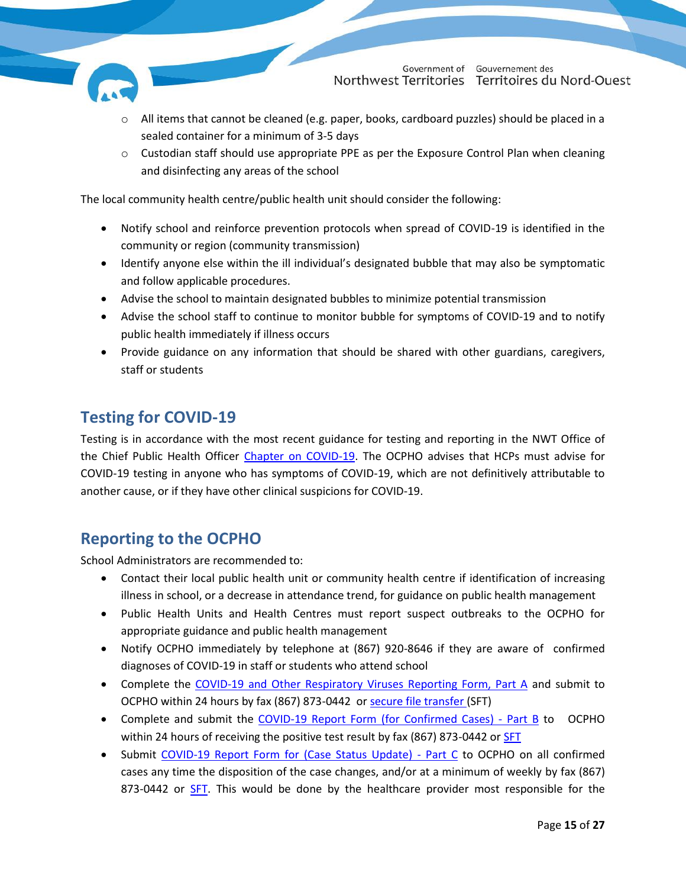- All items that cannot be cleaned (e.g. paper, books, cardboard puzzles) should be placed in a sealed container for a minimum of 3-5 days
  - Custodian staff should use appropriate PPE as per the Exposure Control Plan when cleaning and disinfecting any areas of the school

The local community health centre/public health unit should consider the following:

- Notify school and reinforce prevention protocols when spread of COVID-19 is identified in the community or region (community transmission)
- Identify anyone else within the ill individual's designated bubble that may also be symptomatic and follow applicable procedures.
- Advise the school to maintain designated bubbles to minimize potential transmission
- Advise the school staff to continue to monitor bubble for symptoms of COVID-19 and to notify public health immediately if illness occurs
- Provide guidance on any information that should be shared with other guardians, caregivers, staff or students

## Testing for COVID-19

Testing is in accordance with the most recent guidance for testing and reporting in the NWT Office of the Chief Public Health Officer Chapter on COVID-19. The OCPHO advises that HCPs must advise for COVID-19 testing in anyone who has symptoms of COVID-19, which are not definitively attributable to another cause, or if they have other clinical suspicions for COVID-19.

## Reporting to the OCPHO

School Administrators are recommended to:

- Contact their local public health unit or community health centre if identification of increasing illness in school, or a decrease in attendance trend, for guidance on public health management
- Public Health Units and Health Centres must report suspect outbreaks to the OCPHO for appropriate guidance and public health management
- Notify OCPHO immediately by telephone at (867) 920-8646 if they are aware of confirmed diagnoses of COVID-19 in staff or students who attend school
- Complete the COVID-19 and Other Respiratory Viruses Reporting Form, Part A and submit to OCPHO within 24 hours by fax (867) 873-0442 or secure file transfer (SFT)
- Complete and submit the COVID-19 Report Form (for Confirmed Cases) - Part B to OCPHO within 24 hours of receiving the positive test result by fax (867) 873-0442 or SFT
- Submit COVID-19 Report Form for (Case Status Update) - Part C to OCPHO on all confirmed cases any time the disposition of the case changes, and/or at a minimum of weekly by fax (867) 873-0442 or SFT. This would be done by the healthcare provider most responsible for the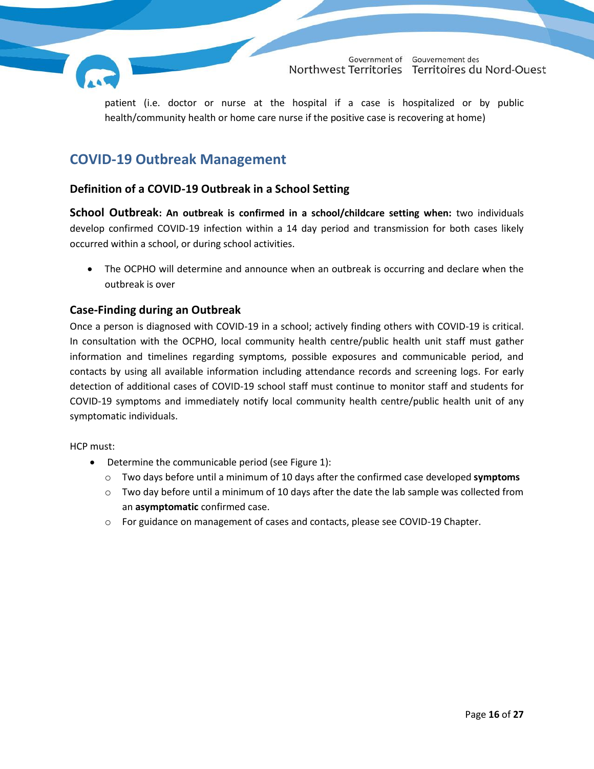patient (i.e. doctor or nurse at the hospital if a case is hospitalized or by public health/community health or home care nurse if the positive case is recovering at home)

## COVID-19 Outbreak Management

### Definition of a COVID-19 Outbreak in a School Setting

**School Outbreak: An outbreak is confirmed in a school/childcare setting when:** two individuals develop confirmed COVID-19 infection within a 14 day period and transmission for both cases likely occurred within a school, or during school activities.

- The OCPHO will determine and announce when an outbreak is occurring and declare when the outbreak is over

### Case-Finding during an Outbreak

Once a person is diagnosed with COVID-19 in a school; actively finding others with COVID-19 is critical. In consultation with the OCPHO, local community health centre/public health unit staff must gather information and timelines regarding symptoms, possible exposures and communicable period, and contacts by using all available information including attendance records and screening logs. For early detection of additional cases of COVID-19 school staff must continue to monitor staff and students for COVID-19 symptoms and immediately notify local community health centre/public health unit of any symptomatic individuals.

HCP must:

- Determine the communicable period (see Figure 1):
  - Two days before until a minimum of 10 days after the confirmed case developed **symptoms**
  - Two day before until a minimum of 10 days after the date the lab sample was collected from an **asymptomatic** confirmed case.
  - For guidance on management of cases and contacts, please see COVID-19 Chapter.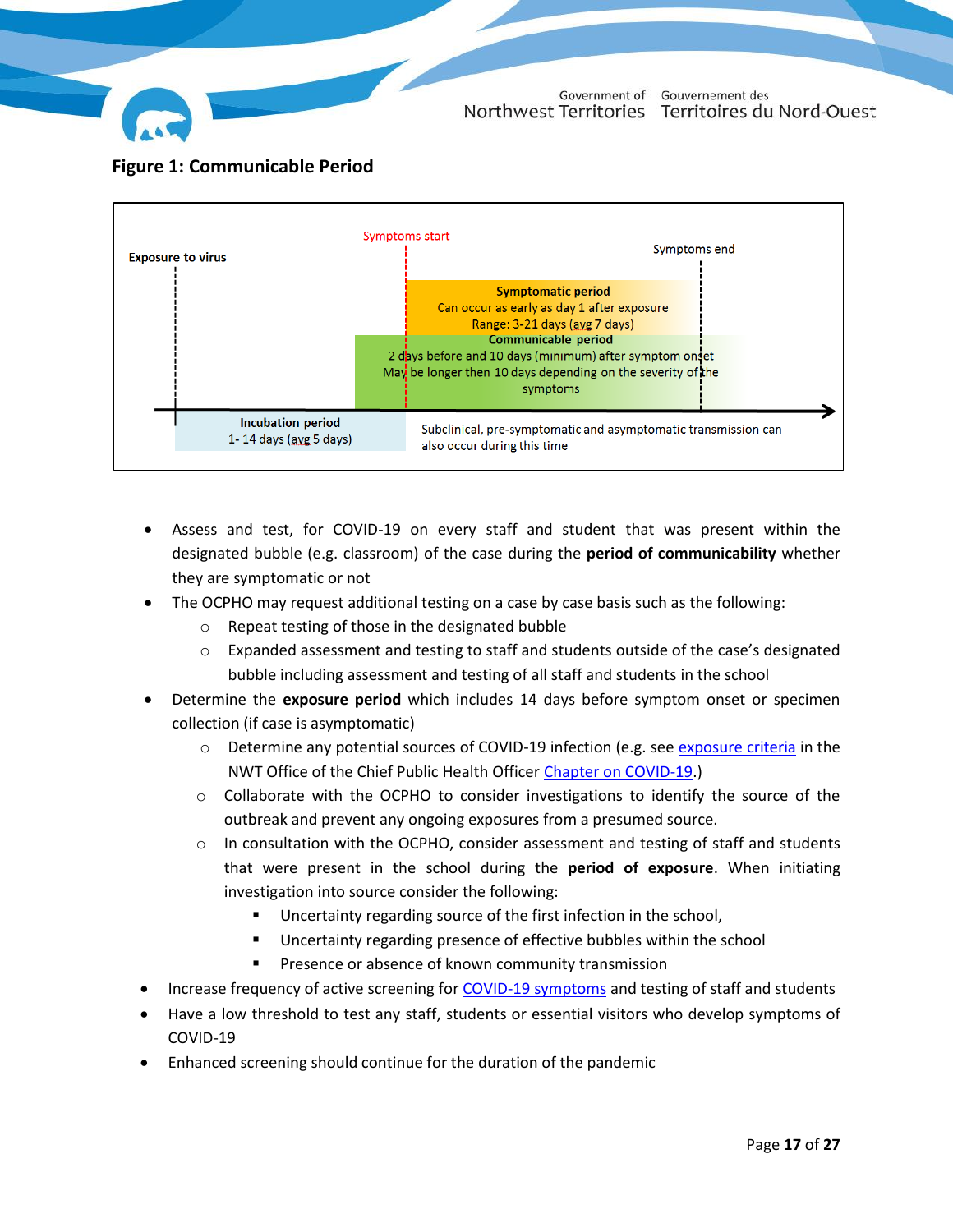## Figure 1: Communicable Period

Exposure to virus

Symptoms start

Symptoms end

**Symptomatic period**
Can occur as early as day 1 after exposure
Range: 3-21 days (avg 7 days)

**Communicable period**
2 days before and 10 days (minimum) after symptom onset
May be longer then 10 days depending on the severity of the symptoms

**Incubation period**
1- 14 days (avg 5 days)

Subclinical, pre-symptomatic and asymptomatic transmission can also occur during this time

- Assess and test, for COVID-19 on every staff and student that was present within the designated bubble (e.g. classroom) of the case during the **period of communicability** whether they are symptomatic or not
- The OCPHO may request additional testing on a case by case basis such as the following:
  - Repeat testing of those in the designated bubble
  - Expanded assessment and testing to staff and students outside of the case's designated bubble including assessment and testing of all staff and students in the school
- Determine the **exposure period** which includes 14 days before symptom onset or specimen collection (if case is asymptomatic)
  - Determine any potential sources of COVID-19 infection (e.g. see exposure criteria in the NWT Office of the Chief Public Health Officer Chapter on COVID-19.)
  - Collaborate with the OCPHO to consider investigations to identify the source of the outbreak and prevent any ongoing exposures from a presumed source.
  - In consultation with the OCPHO, consider assessment and testing of staff and students that were present in the school during the **period of exposure**. When initiating investigation into source consider the following:
    - Uncertainty regarding source of the first infection in the school,
    - Uncertainty regarding presence of effective bubbles within the school
    - Presence or absence of known community transmission
- Increase frequency of active screening for COVID-19 symptoms and testing of staff and students
- Have a low threshold to test any staff, students or essential visitors who develop symptoms of COVID-19
- Enhanced screening should continue for the duration of the pandemic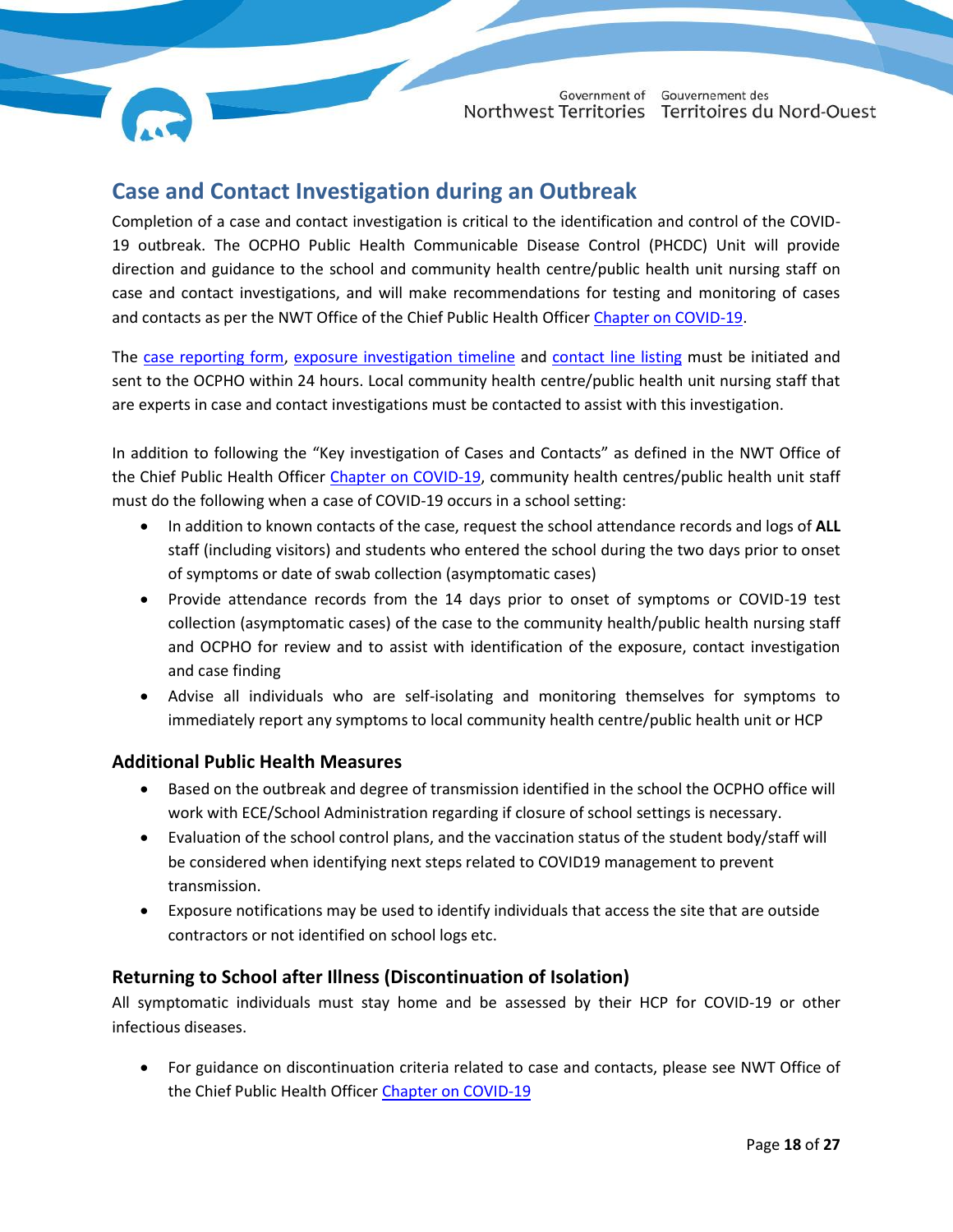## Case and Contact Investigation during an Outbreak

Completion of a case and contact investigation is critical to the identification and control of the COVID-19 outbreak. The OCPHO Public Health Communicable Disease Control (PHCDC) Unit will provide direction and guidance to the school and community health centre/public health unit nursing staff on case and contact investigations, and will make recommendations for testing and monitoring of cases and contacts as per the NWT Office of the Chief Public Health Officer Chapter on COVID-19.

The case reporting form, exposure investigation timeline and contact line listing must be initiated and sent to the OCPHO within 24 hours. Local community health centre/public health unit nursing staff that are experts in case and contact investigations must be contacted to assist with this investigation.

In addition to following the "Key investigation of Cases and Contacts" as defined in the NWT Office of the Chief Public Health Officer Chapter on COVID-19, community health centres/public health unit staff must do the following when a case of COVID-19 occurs in a school setting:

- In addition to known contacts of the case, request the school attendance records and logs of **ALL** staff (including visitors) and students who entered the school during the two days prior to onset of symptoms or date of swab collection (asymptomatic cases)
- Provide attendance records from the 14 days prior to onset of symptoms or COVID-19 test collection (asymptomatic cases) of the case to the community health/public health nursing staff and OCPHO for review and to assist with identification of the exposure, contact investigation and case finding
- Advise all individuals who are self-isolating and monitoring themselves for symptoms to immediately report any symptoms to local community health centre/public health unit or HCP

### Additional Public Health Measures

- Based on the outbreak and degree of transmission identified in the school the OCPHO office will work with ECE/School Administration regarding if closure of school settings is necessary.
- Evaluation of the school control plans, and the vaccination status of the student body/staff will be considered when identifying next steps related to COVID19 management to prevent transmission.
- Exposure notifications may be used to identify individuals that access the site that are outside contractors or not identified on school logs etc.

### Returning to School after Illness (Discontinuation of Isolation)

All symptomatic individuals must stay home and be assessed by their HCP for COVID-19 or other infectious diseases.

- For guidance on discontinuation criteria related to case and contacts, please see NWT Office of the Chief Public Health Officer Chapter on COVID-19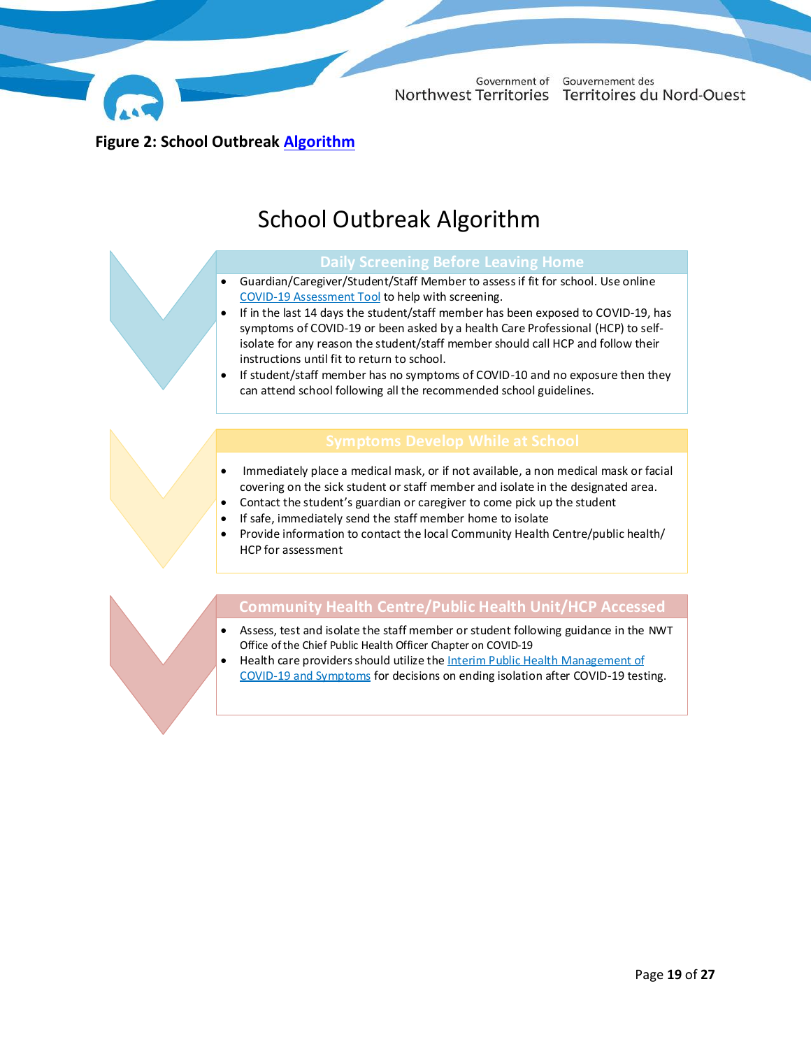**Figure 2: School Outbreak [Algorithm](#)**

# School Outbreak Algorithm

## Daily Screening Before Leaving Home

- Guardian/Caregiver/Student/Staff Member to assess if fit for school. Use online [COVID-19 Assessment Tool](#) to help with screening.
- If in the last 14 days the student/staff member has been exposed to COVID-19, has symptoms of COVID-19 or been asked by a health Care Professional (HCP) to self-isolate for any reason the student/staff member should call HCP and follow their instructions until fit to return to school.
- If student/staff member has no symptoms of COVID-10 and no exposure then they can attend school following all the recommended school guidelines.

## Symptoms Develop While at School

- Immediately place a medical mask, or if not available, a non medical mask or facial covering on the sick student or staff member and isolate in the designated area.
- Contact the student's guardian or caregiver to come pick up the student
- If safe, immediately send the staff member home to isolate
- Provide information to contact the local Community Health Centre/public health/ HCP for assessment

## Community Health Centre/Public Health Unit/HCP Accessed

- Assess, test and isolate the staff member or student following guidance in the NWT Office of the Chief Public Health Officer Chapter on COVID-19
- Health care providers should utilize the [Interim Public Health Management of COVID-19 and Symptoms](#) for decisions on ending isolation after COVID-19 testing.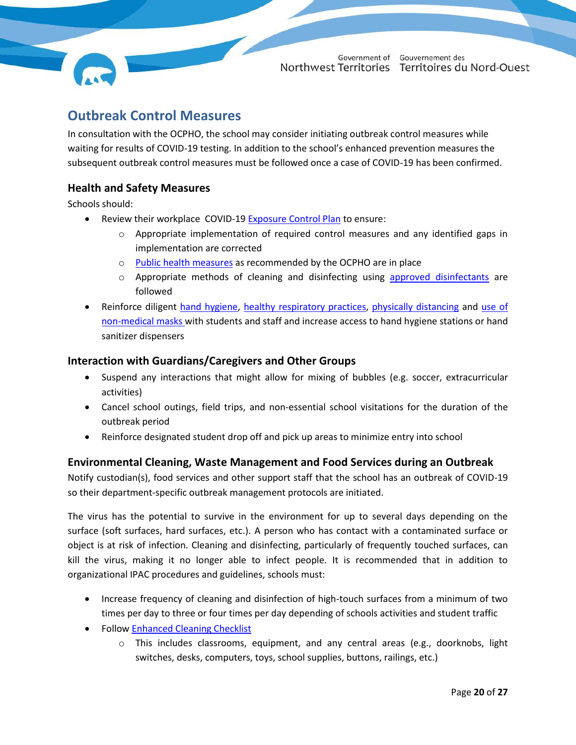## Outbreak Control Measures

In consultation with the OCPHO, the school may consider initiating outbreak control measures while waiting for results of COVID-19 testing. In addition to the school's enhanced prevention measures the subsequent outbreak control measures must be followed once a case of COVID-19 has been confirmed.

### Health and Safety Measures

Schools should:

- Review their workplace COVID-19 Exposure Control Plan to ensure:
  - Appropriate implementation of required control measures and any identified gaps in implementation are corrected
  - Public health measures as recommended by the OCPHO are in place
  - Appropriate methods of cleaning and disinfecting using approved disinfectants are followed
- Reinforce diligent hand hygiene, healthy respiratory practices, physically distancing and use of non-medical masks with students and staff and increase access to hand hygiene stations or hand sanitizer dispensers

### Interaction with Guardians/Caregivers and Other Groups

- Suspend any interactions that might allow for mixing of bubbles (e.g. soccer, extracurricular activities)
- Cancel school outings, field trips, and non-essential school visitations for the duration of the outbreak period
- Reinforce designated student drop off and pick up areas to minimize entry into school

### Environmental Cleaning, Waste Management and Food Services during an Outbreak

Notify custodian(s), food services and other support staff that the school has an outbreak of COVID-19 so their department-specific outbreak management protocols are initiated.

The virus has the potential to survive in the environment for up to several days depending on the surface (soft surfaces, hard surfaces, etc.). A person who has contact with a contaminated surface or object is at risk of infection. Cleaning and disinfecting, particularly of frequently touched surfaces, can kill the virus, making it no longer able to infect people. It is recommended that in addition to organizational IPAC procedures and guidelines, schools must:

- Increase frequency of cleaning and disinfection of high-touch surfaces from a minimum of two times per day to three or four times per day depending of schools activities and student traffic
- Follow Enhanced Cleaning Checklist
  - This includes classrooms, equipment, and any central areas (e.g., doorknobs, light switches, desks, computers, toys, school supplies, buttons, railings, etc.)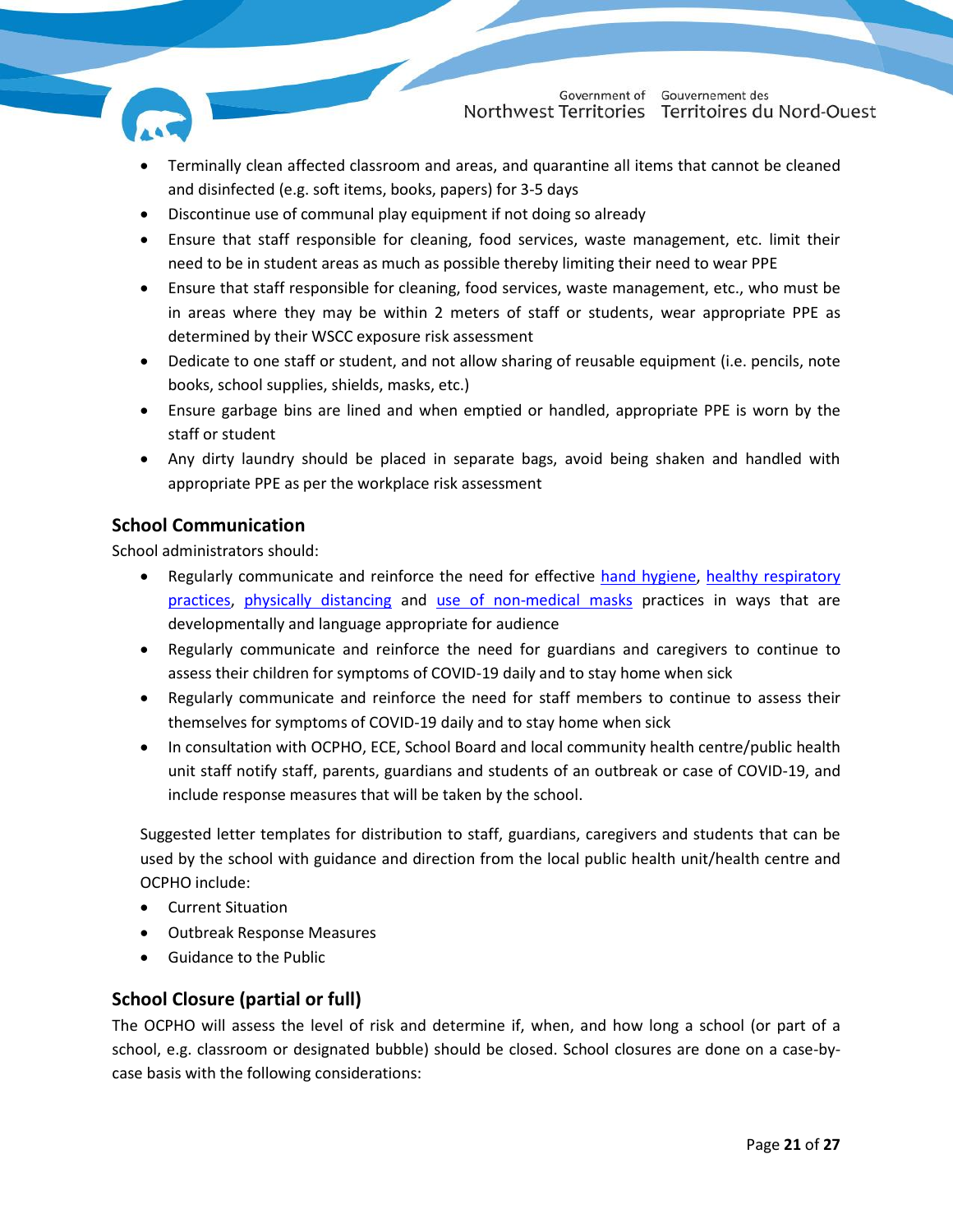- Terminally clean affected classroom and areas, and quarantine all items that cannot be cleaned and disinfected (e.g. soft items, books, papers) for 3-5 days
- Discontinue use of communal play equipment if not doing so already
- Ensure that staff responsible for cleaning, food services, waste management, etc. limit their need to be in student areas as much as possible thereby limiting their need to wear PPE
- Ensure that staff responsible for cleaning, food services, waste management, etc., who must be in areas where they may be within 2 meters of staff or students, wear appropriate PPE as determined by their WSCC exposure risk assessment
- Dedicate to one staff or student, and not allow sharing of reusable equipment (i.e. pencils, note books, school supplies, shields, masks, etc.)
- Ensure garbage bins are lined and when emptied or handled, appropriate PPE is worn by the staff or student
- Any dirty laundry should be placed in separate bags, avoid being shaken and handled with appropriate PPE as per the workplace risk assessment

## School Communication

School administrators should:

- Regularly communicate and reinforce the need for effective hand hygiene, healthy respiratory practices, physically distancing and use of non-medical masks practices in ways that are developmentally and language appropriate for audience
- Regularly communicate and reinforce the need for guardians and caregivers to continue to assess their children for symptoms of COVID-19 daily and to stay home when sick
- Regularly communicate and reinforce the need for staff members to continue to assess their themselves for symptoms of COVID-19 daily and to stay home when sick
- In consultation with OCPHO, ECE, School Board and local community health centre/public health unit staff notify staff, parents, guardians and students of an outbreak or case of COVID-19, and include response measures that will be taken by the school.

Suggested letter templates for distribution to staff, guardians, caregivers and students that can be used by the school with guidance and direction from the local public health unit/health centre and OCPHO include:

- Current Situation
- Outbreak Response Measures
- Guidance to the Public

## School Closure (partial or full)

The OCPHO will assess the level of risk and determine if, when, and how long a school (or part of a school, e.g. classroom or designated bubble) should be closed. School closures are done on a case-by-case basis with the following considerations: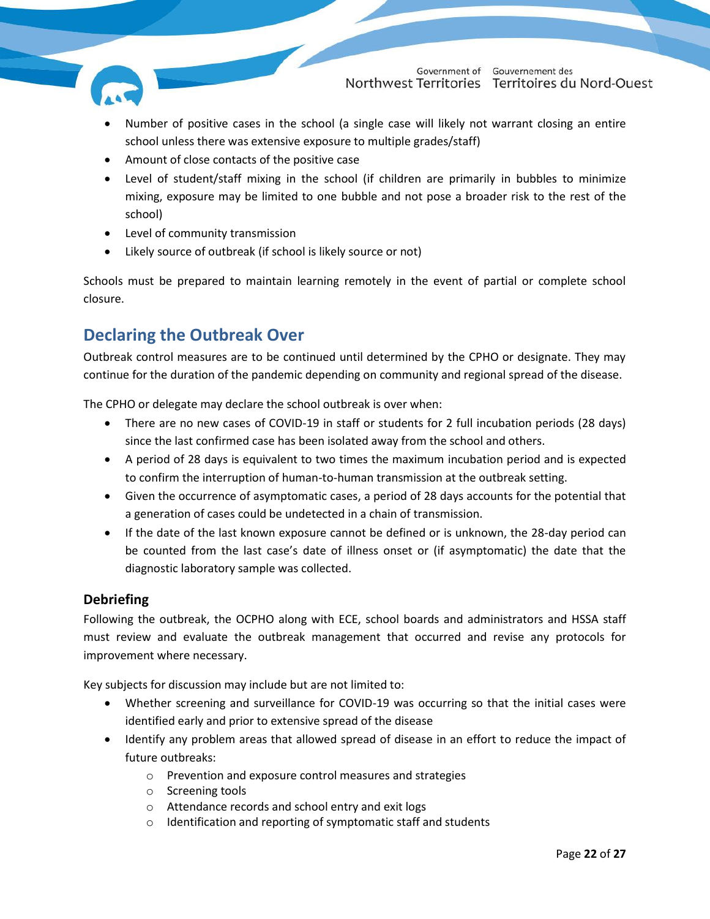- Number of positive cases in the school (a single case will likely not warrant closing an entire school unless there was extensive exposure to multiple grades/staff)
- Amount of close contacts of the positive case
- Level of student/staff mixing in the school (if children are primarily in bubbles to minimize mixing, exposure may be limited to one bubble and not pose a broader risk to the rest of the school)
- Level of community transmission
- Likely source of outbreak (if school is likely source or not)

Schools must be prepared to maintain learning remotely in the event of partial or complete school closure.

## Declaring the Outbreak Over

Outbreak control measures are to be continued until determined by the CPHO or designate. They may continue for the duration of the pandemic depending on community and regional spread of the disease.

The CPHO or delegate may declare the school outbreak is over when:

- There are no new cases of COVID-19 in staff or students for 2 full incubation periods (28 days) since the last confirmed case has been isolated away from the school and others.
- A period of 28 days is equivalent to two times the maximum incubation period and is expected to confirm the interruption of human-to-human transmission at the outbreak setting.
- Given the occurrence of asymptomatic cases, a period of 28 days accounts for the potential that a generation of cases could be undetected in a chain of transmission.
- If the date of the last known exposure cannot be defined or is unknown, the 28-day period can be counted from the last case's date of illness onset or (if asymptomatic) the date that the diagnostic laboratory sample was collected.

### Debriefing

Following the outbreak, the OCPHO along with ECE, school boards and administrators and HSSA staff must review and evaluate the outbreak management that occurred and revise any protocols for improvement where necessary.

Key subjects for discussion may include but are not limited to:

- Whether screening and surveillance for COVID-19 was occurring so that the initial cases were identified early and prior to extensive spread of the disease
- Identify any problem areas that allowed spread of disease in an effort to reduce the impact of future outbreaks:
  - Prevention and exposure control measures and strategies
  - Screening tools
  - Attendance records and school entry and exit logs
  - Identification and reporting of symptomatic staff and students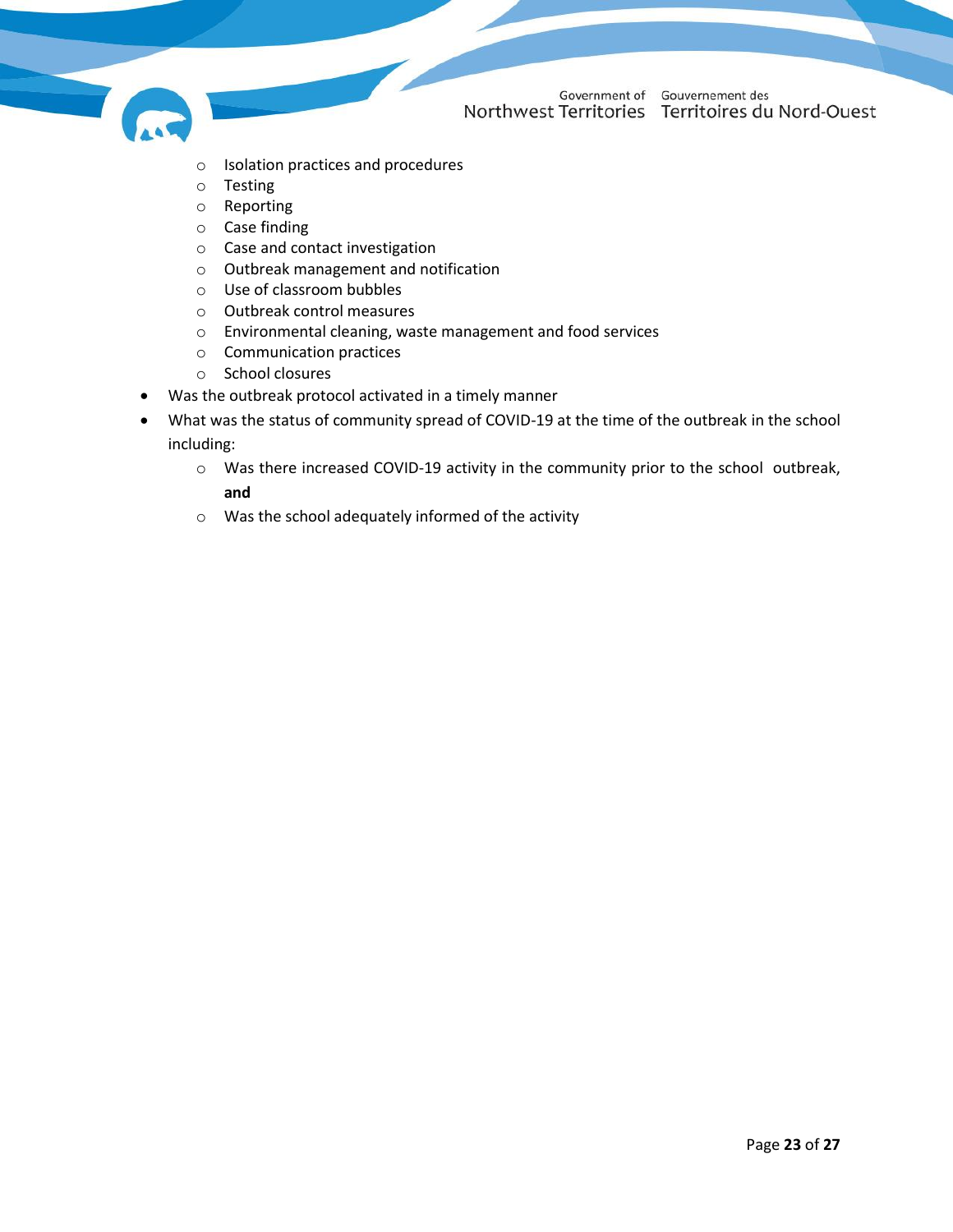- Isolation practices and procedures
  - Testing
  - Reporting
  - Case finding
  - Case and contact investigation
  - Outbreak management and notification
  - Use of classroom bubbles
  - Outbreak control measures
  - Environmental cleaning, waste management and food services
  - Communication practices
  - School closures
- Was the outbreak protocol activated in a timely manner
- What was the status of community spread of COVID-19 at the time of the outbreak in the school including:
  - Was there increased COVID-19 activity in the community prior to the school outbreak, **and**
  - Was the school adequately informed of the activity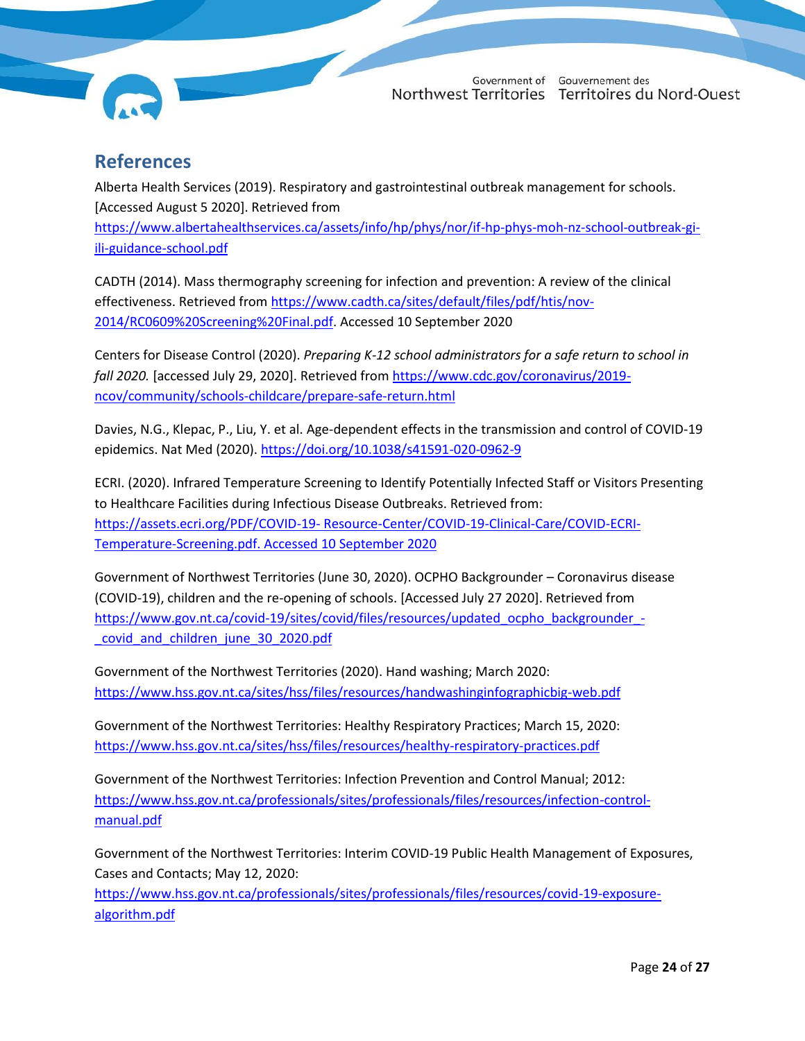## References

Alberta Health Services (2019). Respiratory and gastrointestinal outbreak management for schools. [Accessed August 5 2020]. Retrieved from https://www.albertahealthservices.ca/assets/info/hp/phys/nor/if-hp-phys-moh-nz-school-outbreak-gi-ili-guidance-school.pdf

CADTH (2014). Mass thermography screening for infection and prevention: A review of the clinical effectiveness. Retrieved from https://www.cadth.ca/sites/default/files/pdf/htis/nov-2014/RC0609%20Screening%20Final.pdf. Accessed 10 September 2020

Centers for Disease Control (2020). *Preparing K-12 school administrators for a safe return to school in fall 2020.* [accessed July 29, 2020]. Retrieved from https://www.cdc.gov/coronavirus/2019-ncov/community/schools-childcare/prepare-safe-return.html

Davies, N.G., Klepac, P., Liu, Y. et al. Age-dependent effects in the transmission and control of COVID-19 epidemics. Nat Med (2020). https://doi.org/10.1038/s41591-020-0962-9

ECRI. (2020). Infrared Temperature Screening to Identify Potentially Infected Staff or Visitors Presenting to Healthcare Facilities during Infectious Disease Outbreaks. Retrieved from: https://assets.ecri.org/PDF/COVID-19- Resource-Center/COVID-19-Clinical-Care/COVID-ECRI-Temperature-Screening.pdf. Accessed 10 September 2020

Government of Northwest Territories (June 30, 2020). OCPHO Backgrounder – Coronavirus disease (COVID-19), children and the re-opening of schools. [Accessed July 27 2020]. Retrieved from https://www.gov.nt.ca/covid-19/sites/covid/files/resources/updated_ocpho_backgrounder_-_covid_and_children_june_30_2020.pdf

Government of the Northwest Territories (2020). Hand washing; March 2020: https://www.hss.gov.nt.ca/sites/hss/files/resources/handwashinginfographicbig-web.pdf

Government of the Northwest Territories: Healthy Respiratory Practices; March 15, 2020: https://www.hss.gov.nt.ca/sites/hss/files/resources/healthy-respiratory-practices.pdf

Government of the Northwest Territories: Infection Prevention and Control Manual; 2012: https://www.hss.gov.nt.ca/professionals/sites/professionals/files/resources/infection-control-manual.pdf

Government of the Northwest Territories: Interim COVID-19 Public Health Management of Exposures, Cases and Contacts; May 12, 2020: https://www.hss.gov.nt.ca/professionals/sites/professionals/files/resources/covid-19-exposure-algorithm.pdf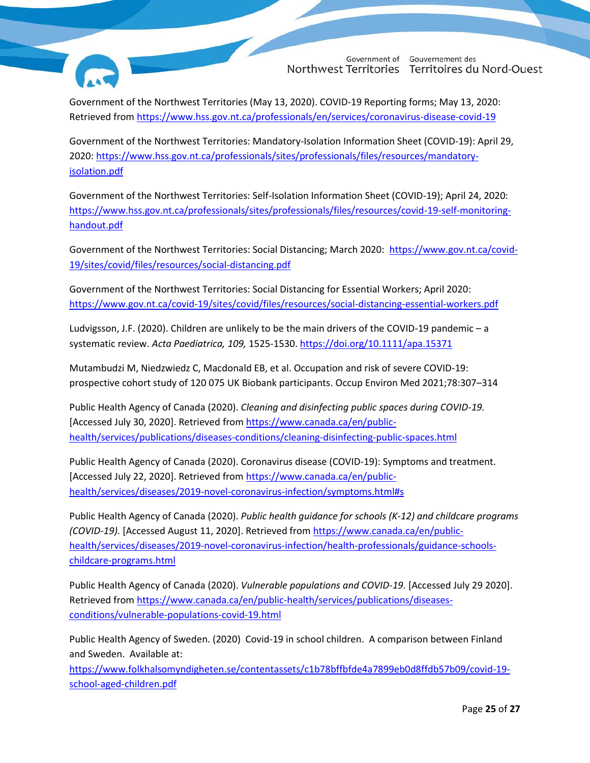Government of the Northwest Territories (May 13, 2020). COVID-19 Reporting forms; May 13, 2020: Retrieved from https://www.hss.gov.nt.ca/professionals/en/services/coronavirus-disease-covid-19

Government of the Northwest Territories: Mandatory-Isolation Information Sheet (COVID-19): April 29, 2020: https://www.hss.gov.nt.ca/professionals/sites/professionals/files/resources/mandatory-isolation.pdf

Government of the Northwest Territories: Self-Isolation Information Sheet (COVID-19); April 24, 2020: https://www.hss.gov.nt.ca/professionals/sites/professionals/files/resources/covid-19-self-monitoring-handout.pdf

Government of the Northwest Territories: Social Distancing; March 2020: https://www.gov.nt.ca/covid-19/sites/covid/files/resources/social-distancing.pdf

Government of the Northwest Territories: Social Distancing for Essential Workers; April 2020: https://www.gov.nt.ca/covid-19/sites/covid/files/resources/social-distancing-essential-workers.pdf

Ludvigsson, J.F. (2020). Children are unlikely to be the main drivers of the COVID-19 pandemic – a systematic review. *Acta Paediatrica, 109,* 1525-1530. https://doi.org/10.1111/apa.15371

Mutambudzi M, Niedzwiedz C, Macdonald EB, et al. Occupation and risk of severe COVID-19: prospective cohort study of 120 075 UK Biobank participants. Occup Environ Med 2021;78:307–314

Public Health Agency of Canada (2020). *Cleaning and disinfecting public spaces during COVID-19.* [Accessed July 30, 2020]. Retrieved from https://www.canada.ca/en/public-health/services/publications/diseases-conditions/cleaning-disinfecting-public-spaces.html

Public Health Agency of Canada (2020). Coronavirus disease (COVID-19): Symptoms and treatment. [Accessed July 22, 2020]. Retrieved from https://www.canada.ca/en/public-health/services/diseases/2019-novel-coronavirus-infection/symptoms.html#s

Public Health Agency of Canada (2020). *Public health guidance for schools (K-12) and childcare programs (COVID-19).* [Accessed August 11, 2020]. Retrieved from https://www.canada.ca/en/public-health/services/diseases/2019-novel-coronavirus-infection/health-professionals/guidance-schools-childcare-programs.html

Public Health Agency of Canada (2020). *Vulnerable populations and COVID-19.* [Accessed July 29 2020]. Retrieved from https://www.canada.ca/en/public-health/services/publications/diseases-conditions/vulnerable-populations-covid-19.html

Public Health Agency of Sweden. (2020) Covid-19 in school children. A comparison between Finland and Sweden. Available at: https://www.folkhalsomyndigheten.se/contentassets/c1b78bffbfde4a7899eb0d8ffdb57b09/covid-19-school-aged-children.pdf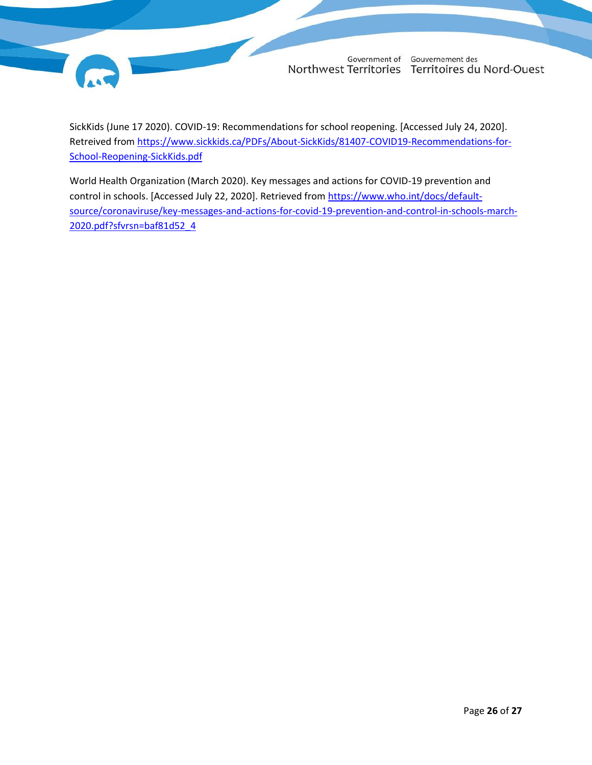SickKids (June 17 2020). COVID-19: Recommendations for school reopening. [Accessed July 24, 2020]. Retreived from https://www.sickkids.ca/PDFs/About-SickKids/81407-COVID19-Recommendations-for-School-Reopening-SickKids.pdf

World Health Organization (March 2020). Key messages and actions for COVID-19 prevention and control in schools. [Accessed July 22, 2020]. Retrieved from https://www.who.int/docs/default-source/coronaviruse/key-messages-and-actions-for-covid-19-prevention-and-control-in-schools-march-2020.pdf?sfvrsn=baf81d52_4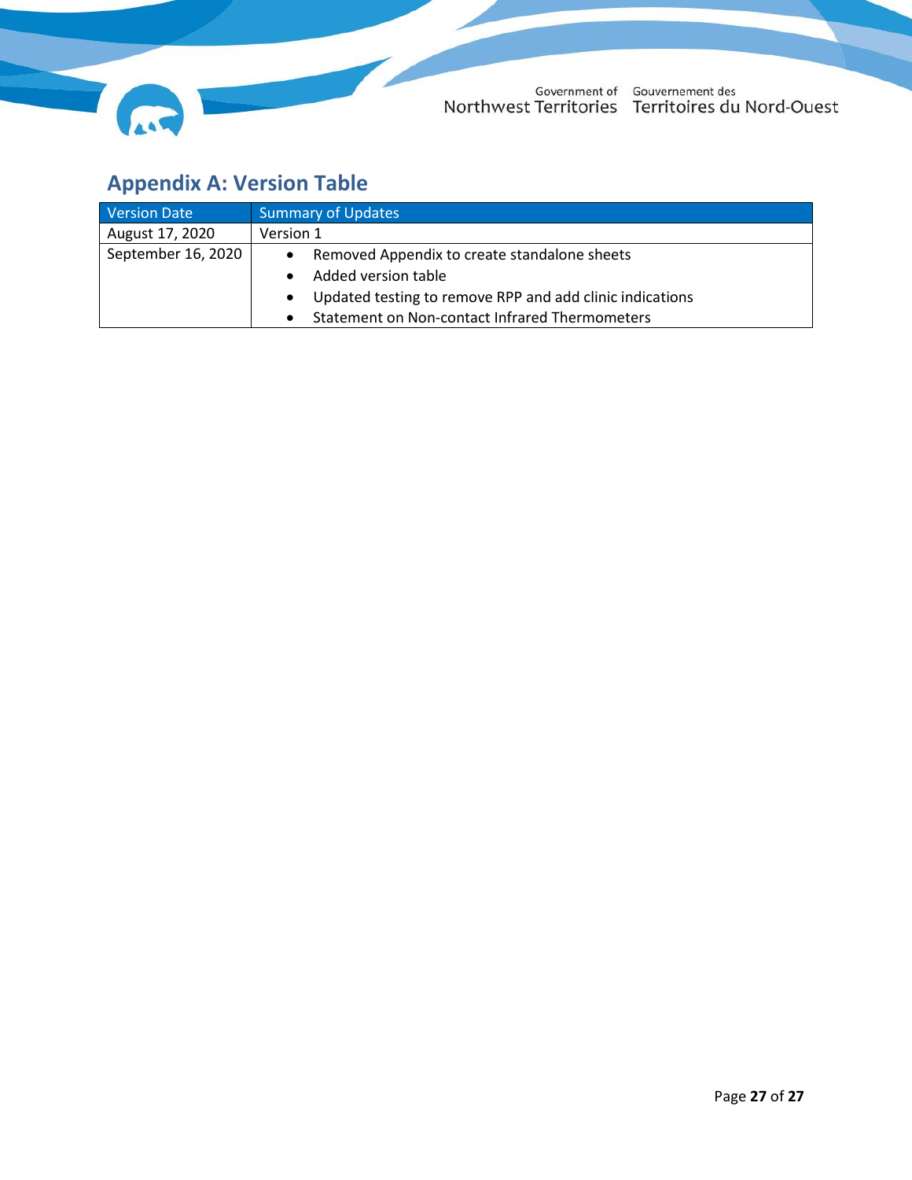## Appendix A: Version Table

| Version Date | Summary of Updates |
| --- | --- |
| August 17, 2020 | Version 1 |
| September 16, 2020 | • Removed Appendix to create standalone sheets<br>• Added version table<br>• Updated testing to remove RPP and add clinic indications<br>• Statement on Non-contact Infrared Thermometers |